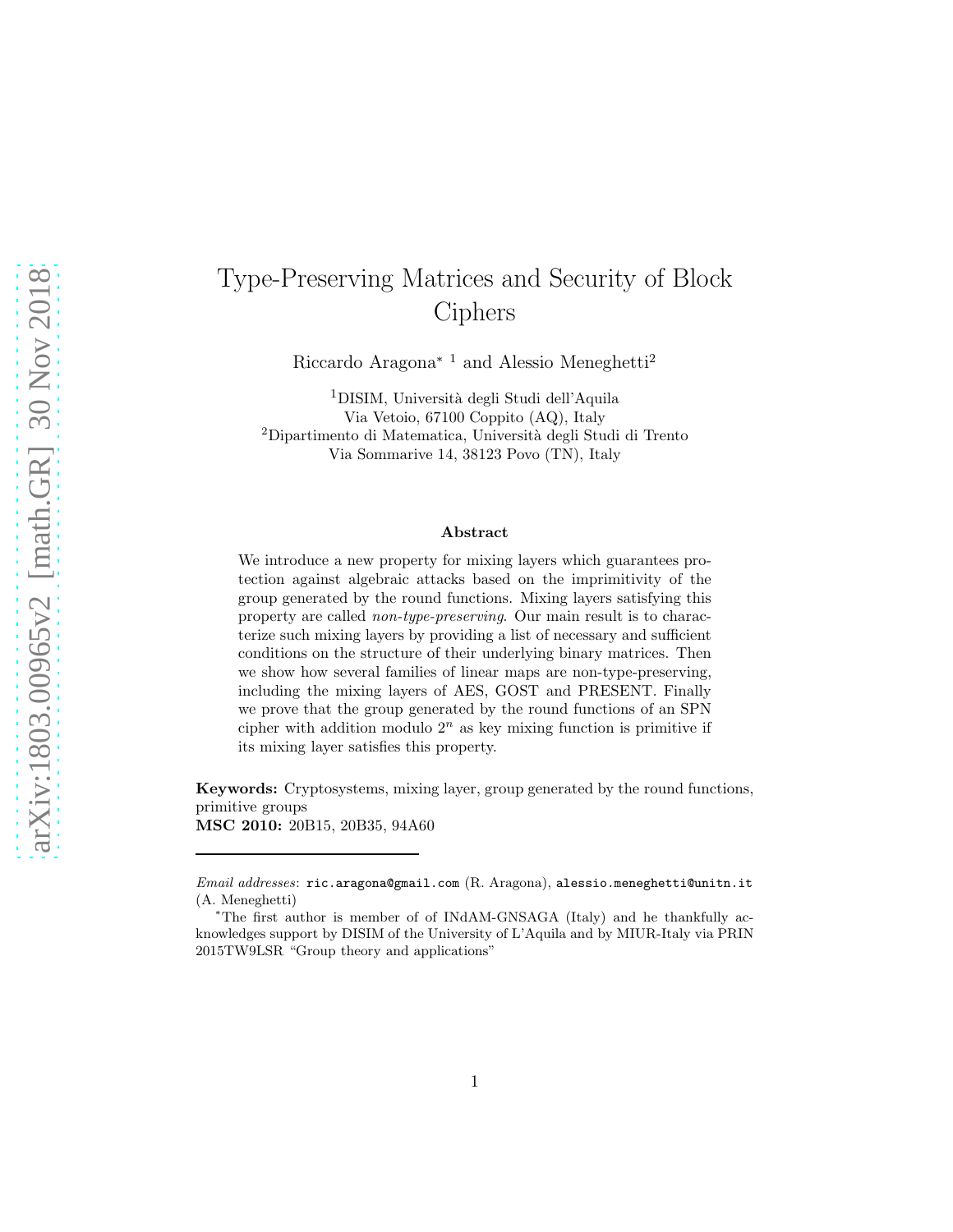# Type-Preserving Matrices and Security of Block Ciphers

Riccardo Aragona* [1] and Alessio Meneghetti[2]

[1]DISIM, Università degli Studi dell'Aquila
Via Vetoio, 67100 Coppito (AQ), Italy
[2]Dipartimento di Matematica, Università degli Studi di Trento
Via Sommarive 14, 38123 Povo (TN), Italy

### Abstract

We introduce a new property for mixing layers which guarantees protection against algebraic attacks based on the imprimitivity of the group generated by the round functions. Mixing layers satisfying this property are called *non-type-preserving*. Our main result is to characterize such mixing layers by providing a list of necessary and sufficient conditions on the structure of their underlying binary matrices. Then we show how several families of linear maps are non-type-preserving, including the mixing layers of AES, GOST and PRESENT. Finally we prove that the group generated by the round functions of an SPN cipher with addition modulo $2^n$ as key mixing function is primitive if its mixing layer satisfies this property.

**Keywords:** Cryptosystems, mixing layer, group generated by the round functions, primitive groups
**MSC 2010:** 20B15, 20B35, 94A60

---

*Email addresses*: `ric.aragona@gmail.com` (R. Aragona), `alessio.meneghetti@unitn.it` (A. Meneghetti)

*The first author is member of of INdAM-GNSAGA (Italy) and he thankfully acknowledges support by DISIM of the University of L'Aquila and by MIUR-Italy via PRIN 2015TW9LSR "Group theory and applications"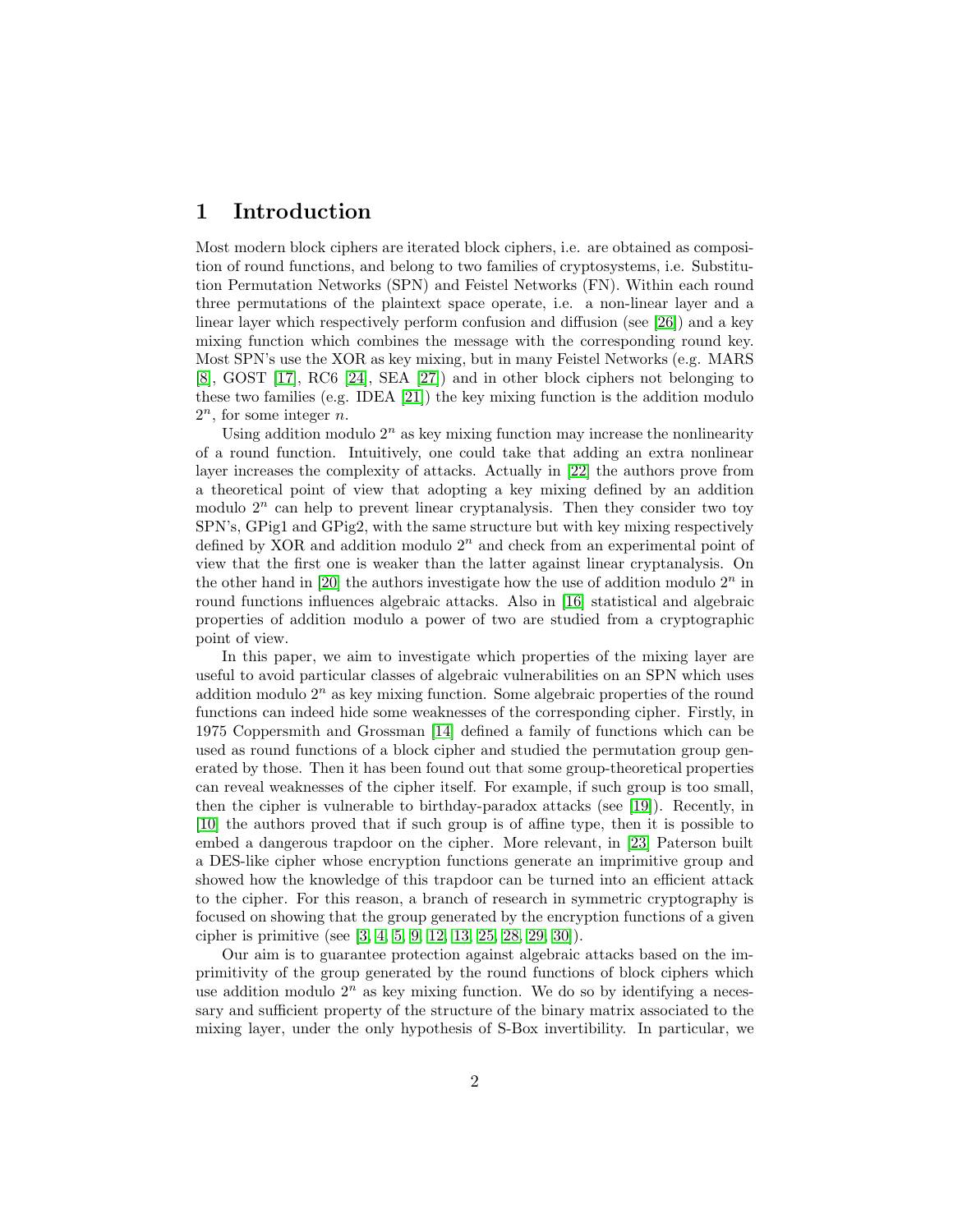# 1 Introduction

Most modern block ciphers are iterated block ciphers, i.e. are obtained as composition of round functions, and belong to two families of cryptosystems, i.e. Substitution Permutation Networks (SPN) and Feistel Networks (FN). Within each round three permutations of the plaintext space operate, i.e. a non-linear layer and a linear layer which respectively perform confusion and diffusion (see [26]) and a key mixing function which combines the message with the corresponding round key. Most SPN's use the XOR as key mixing, but in many Feistel Networks (e.g. MARS [8], GOST [17], RC6 [24], SEA [27]) and in other block ciphers not belonging to these two families (e.g. IDEA [21]) the key mixing function is the addition modulo $2^n$, for some integer $n$.

Using addition modulo $2^n$ as key mixing function may increase the nonlinearity of a round function. Intuitively, one could take that adding an extra nonlinear layer increases the complexity of attacks. Actually in [22] the authors prove from a theoretical point of view that adopting a key mixing defined by an addition modulo $2^n$ can help to prevent linear cryptanalysis. Then they consider two toy SPN's, GPig1 and GPig2, with the same structure but with key mixing respectively defined by XOR and addition modulo $2^n$ and check from an experimental point of view that the first one is weaker than the latter against linear cryptanalysis. On the other hand in [20] the authors investigate how the use of addition modulo $2^n$ in round functions influences algebraic attacks. Also in [16] statistical and algebraic properties of addition modulo a power of two are studied from a cryptographic point of view.

In this paper, we aim to investigate which properties of the mixing layer are useful to avoid particular classes of algebraic vulnerabilities on an SPN which uses addition modulo $2^n$ as key mixing function. Some algebraic properties of the round functions can indeed hide some weaknesses of the corresponding cipher. Firstly, in 1975 Coppersmith and Grossman [14] defined a family of functions which can be used as round functions of a block cipher and studied the permutation group generated by those. Then it has been found out that some group-theoretical properties can reveal weaknesses of the cipher itself. For example, if such group is too small, then the cipher is vulnerable to birthday-paradox attacks (see [19]). Recently, in [10] the authors proved that if such group is of affine type, then it is possible to embed a dangerous trapdoor on the cipher. More relevant, in [23] Paterson built a DES-like cipher whose encryption functions generate an imprimitive group and showed how the knowledge of this trapdoor can be turned into an efficient attack to the cipher. For this reason, a branch of research in symmetric cryptography is focused on showing that the group generated by the encryption functions of a given cipher is primitive (see [3, 4, 5, 9, 12, 13, 25, 28, 29, 30]).

Our aim is to guarantee protection against algebraic attacks based on the imprimitivity of the group generated by the round functions of block ciphers which use addition modulo $2^n$ as key mixing function. We do so by identifying a necessary and sufficient property of the structure of the binary matrix associated to the mixing layer, under the only hypothesis of S-Box invertibility. In particular, we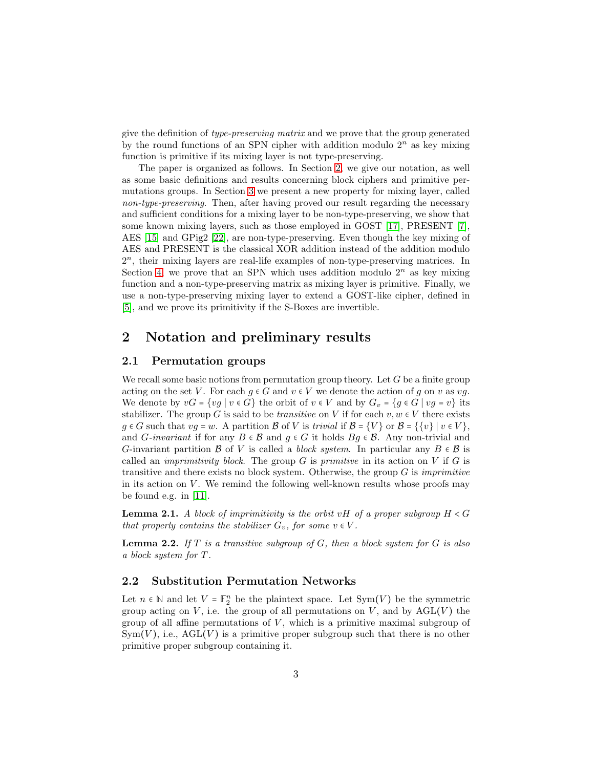give the definition of *type-preserving matrix* and we prove that the group generated by the round functions of an SPN cipher with addition modulo $2^n$ as key mixing function is primitive if its mixing layer is not type-preserving.

The paper is organized as follows. In Section 2 we give our notation, as well as some basic definitions and results concerning block ciphers and primitive permutations groups. In Section 3 we present a new property for mixing layer, called *non-type-preserving*. Then, after having proved our result regarding the necessary and sufficient conditions for a mixing layer to be non-type-preserving, we show that some known mixing layers, such as those employed in GOST [17], PRESENT [7], AES [15] and GPig2 [22], are non-type-preserving. Even though the key mixing of AES and PRESENT is the classical XOR addition instead of the addition modulo $2^n$, their mixing layers are real-life examples of non-type-preserving matrices. In Section 4 we prove that an SPN which uses addition modulo $2^n$ as key mixing function and a non-type-preserving matrix as mixing layer is primitive. Finally, we use a non-type-preserving mixing layer to extend a GOST-like cipher, defined in [5], and we prove its primitivity if the S-Boxes are invertible.

## 2 Notation and preliminary results

### 2.1 Permutation groups

We recall some basic notions from permutation group theory. Let $G$ be a finite group acting on the set $V$. For each $g \in G$ and $v \in V$ we denote the action of $g$ on $v$ as $vg$. We denote by $vG = \{vg \mid v \in G\}$ the orbit of $v \in V$ and by $G_v = \{g \in G \mid vg = v\}$ its stabilizer. The group $G$ is said to be *transitive* on $V$ if for each $v, w \in V$ there exists $g \in G$ such that $vg = w$. A partition $\mathcal{B}$ of $V$ is *trivial* if $\mathcal{B} = \{V\}$ or $\mathcal{B} = \{\{v\} \mid v \in V\}$, and $G$-*invariant* if for any $B \in \mathcal{B}$ and $g \in G$ it holds $Bg \in \mathcal{B}$. Any non-trivial and $G$-invariant partition $\mathcal{B}$ of $V$ is called a *block system*. In particular any $B \in \mathcal{B}$ is called an *imprimitivity block*. The group $G$ is *primitive* in its action on $V$ if $G$ is transitive and there exists no block system. Otherwise, the group $G$ is *imprimitive* in its action on $V$. We remind the following well-known results whose proofs may be found e.g. in [11].

**Lemma 2.1.** *A block of imprimitivity is the orbit $vH$ of a proper subgroup $H < G$ that properly contains the stabilizer $G_v$, for some $v \in V$.*

**Lemma 2.2.** *If $T$ is a transitive subgroup of $G$, then a block system for $G$ is also a block system for $T$.*

### 2.2 Substitution Permutation Networks

Let $n \in \mathbb{N}$ and let $V = \mathbb{F}_2^n$ be the plaintext space. Let $\mathrm{Sym}(V)$ be the symmetric group acting on $V$, i.e. the group of all permutations on $V$, and by $\mathrm{AGL}(V)$ the group of all affine permutations of $V$, which is a primitive maximal subgroup of $\mathrm{Sym}(V)$, i.e., $\mathrm{AGL}(V)$ is a primitive proper subgroup such that there is no other primitive proper subgroup containing it.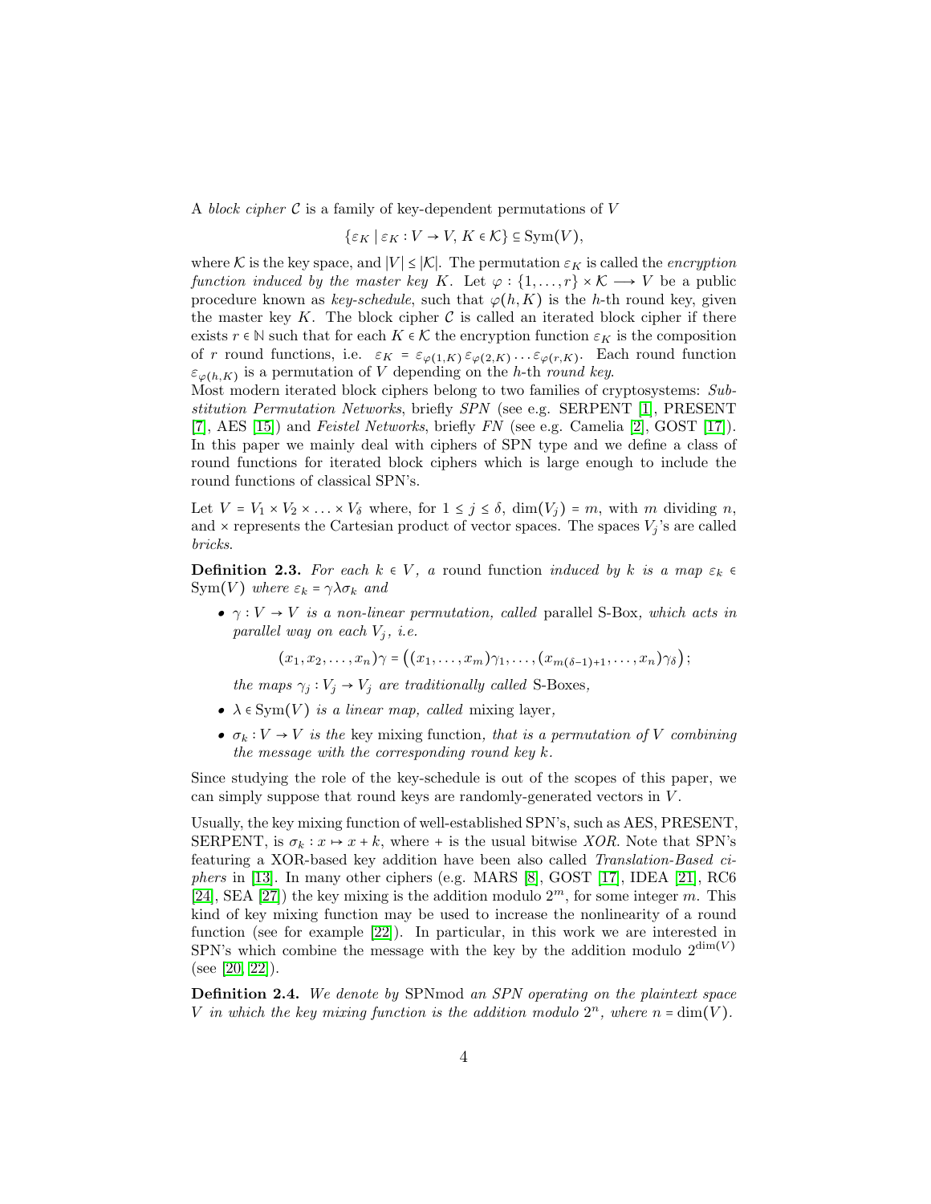A *block cipher* $\mathcal{C}$ is a family of key-dependent permutations of $V$

$$\{\varepsilon_K \mid \varepsilon_K : V \to V,\, K \in \mathcal{K}\} \subseteq \mathrm{Sym}(V),$$

where $\mathcal{K}$ is the key space, and $|V| \le |\mathcal{K}|$. The permutation $\varepsilon_K$ is called the *encryption function induced by the master key* $K$. Let $\varphi : \{1, \dots, r\} \times \mathcal{K} \longrightarrow V$ be a public procedure known as *key-schedule*, such that $\varphi(h, K)$ is the $h$-th round key, given the master key $K$. The block cipher $\mathcal{C}$ is called an iterated block cipher if there exists $r \in \mathbb{N}$ such that for each $K \in \mathcal{K}$ the encryption function $\varepsilon_K$ is the composition of $r$ round functions, i.e. $\varepsilon_K = \varepsilon_{\varphi(1,K)}\,\varepsilon_{\varphi(2,K)} \dots \varepsilon_{\varphi(r,K)}$. Each round function $\varepsilon_{\varphi(h,K)}$ is a permutation of $V$ depending on the $h$-th *round key*.
Most modern iterated block ciphers belong to two families of cryptosystems: *Substitution Permutation Networks*, briefly *SPN* (see e.g. SERPENT [1], PRESENT [7], AES [15]) and *Feistel Networks*, briefly *FN* (see e.g. Camelia [2], GOST [17]). In this paper we mainly deal with ciphers of SPN type and we define a class of round functions for iterated block ciphers which is large enough to include the round functions of classical SPN's.

Let $V = V_1 \times V_2 \times \ldots \times V_\delta$ where, for $1 \le j \le \delta$, $\dim(V_j) = m$, with $m$ dividing $n$, and $\times$ represents the Cartesian product of vector spaces. The spaces $V_j$'s are called *bricks*.

**Definition 2.3.** *For each $k \in V$, a* round function *induced by $k$ is a map $\varepsilon_k \in \mathrm{Sym}(V)$ where $\varepsilon_k = \gamma\lambda\sigma_k$ and*

- *$\gamma : V \to V$ is a non-linear permutation, called* parallel S-Box*, which acts in parallel way on each $V_j$, i.e.*

$$(x_1, x_2, \dots, x_n)\gamma = \big((x_1, \dots, x_m)\gamma_1, \dots, (x_{m(\delta-1)+1}, \dots, x_n)\gamma_\delta\big);$$

  *the maps $\gamma_j : V_j \to V_j$ are traditionally called* S-Boxes*,*

- *$\lambda \in \mathrm{Sym}(V)$ is a linear map, called* mixing layer*,*
- *$\sigma_k : V \to V$ is the* key mixing function*, that is a permutation of $V$ combining the message with the corresponding round key $k$.*

Since studying the role of the key-schedule is out of the scopes of this paper, we can simply suppose that round keys are randomly-generated vectors in $V$.

Usually, the key mixing function of well-established SPN's, such as AES, PRESENT, SERPENT, is $\sigma_k : x \mapsto x + k$, where $+$ is the usual bitwise *XOR*. Note that SPN's featuring a XOR-based key addition have been also called *Translation-Based ciphers* in [13]. In many other ciphers (e.g. MARS [8], GOST [17], IDEA [21], RC6 [24], SEA [27]) the key mixing is the addition modulo $2^m$, for some integer $m$. This kind of key mixing function may be used to increase the nonlinearity of a round function (see for example [22]). In particular, in this work we are interested in SPN's which combine the message with the key by the addition modulo $2^{\dim(V)}$ (see [20, 22]).

**Definition 2.4.** *We denote by* SPNmod *an SPN operating on the plaintext space $V$ in which the key mixing function is the addition modulo $2^n$, where $n = \dim(V)$.*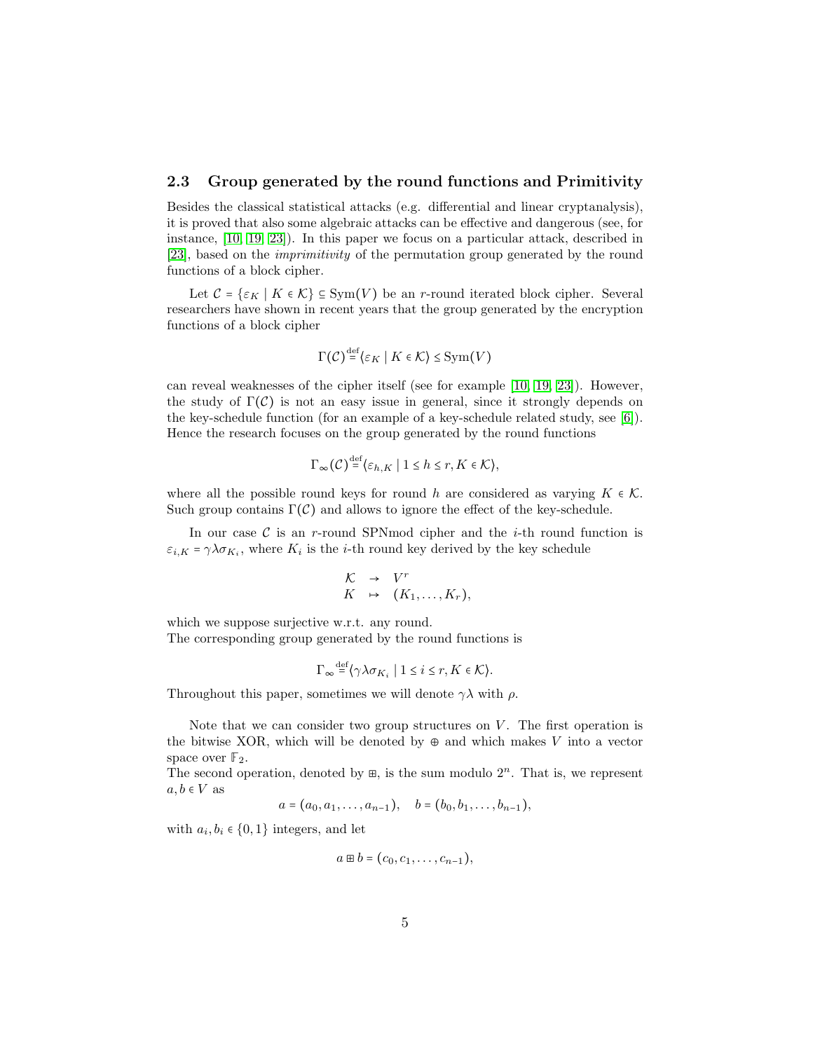### 2.3 Group generated by the round functions and Primitivity

Besides the classical statistical attacks (e.g. differential and linear cryptanalysis), it is proved that also some algebraic attacks can be effective and dangerous (see, for instance, [10, 19, 23]). In this paper we focus on a particular attack, described in [23], based on the *imprimitivity* of the permutation group generated by the round functions of a block cipher.

Let $\mathcal{C} = \{\varepsilon_K \mid K \in \mathcal{K}\} \subseteq \mathrm{Sym}(V)$ be an $r$-round iterated block cipher. Several researchers have shown in recent years that the group generated by the encryption functions of a block cipher

$$\Gamma(\mathcal{C}) \overset{\mathrm{def}}{=} \langle \varepsilon_K \mid K \in \mathcal{K} \rangle \leq \mathrm{Sym}(V)$$

can reveal weaknesses of the cipher itself (see for example [10, 19, 23]). However, the study of $\Gamma(\mathcal{C})$ is not an easy issue in general, since it strongly depends on the key-schedule function (for an example of a key-schedule related study, see [6]). Hence the research focuses on the group generated by the round functions

$$\Gamma_\infty(\mathcal{C}) \overset{\mathrm{def}}{=} \langle \varepsilon_{h,K} \mid 1 \leq h \leq r, K \in \mathcal{K} \rangle,$$

where all the possible round keys for round $h$ are considered as varying $K \in \mathcal{K}$. Such group contains $\Gamma(\mathcal{C})$ and allows to ignore the effect of the key-schedule.

In our case $\mathcal{C}$ is an $r$-round SPNmod cipher and the $i$-th round function is $\varepsilon_{i,K} = \gamma\lambda\sigma_{K_i}$, where $K_i$ is the $i$-th round key derived by the key schedule

$$\begin{array}{rcl} \mathcal{K} & \to & V^r \\ K & \mapsto & (K_1, \dots, K_r), \end{array}$$

which we suppose surjective w.r.t. any round.
The corresponding group generated by the round functions is

$$\Gamma_\infty \overset{\mathrm{def}}{=} \langle \gamma\lambda\sigma_{K_i} \mid 1 \leq i \leq r, K \in \mathcal{K} \rangle.$$

Throughout this paper, sometimes we will denote $\gamma\lambda$ with $\rho$.

Note that we can consider two group structures on $V$. The first operation is the bitwise XOR, which will be denoted by $\oplus$ and which makes $V$ into a vector space over $\mathbb{F}_2$.
The second operation, denoted by $\boxplus$, is the sum modulo $2^n$. That is, we represent $a, b \in V$ as

$$a = (a_0, a_1, \dots, a_{n-1}), \quad b = (b_0, b_1, \dots, b_{n-1}),$$

with $a_i, b_i \in \{0, 1\}$ integers, and let

$$a \boxplus b = (c_0, c_1, \dots, c_{n-1}),$$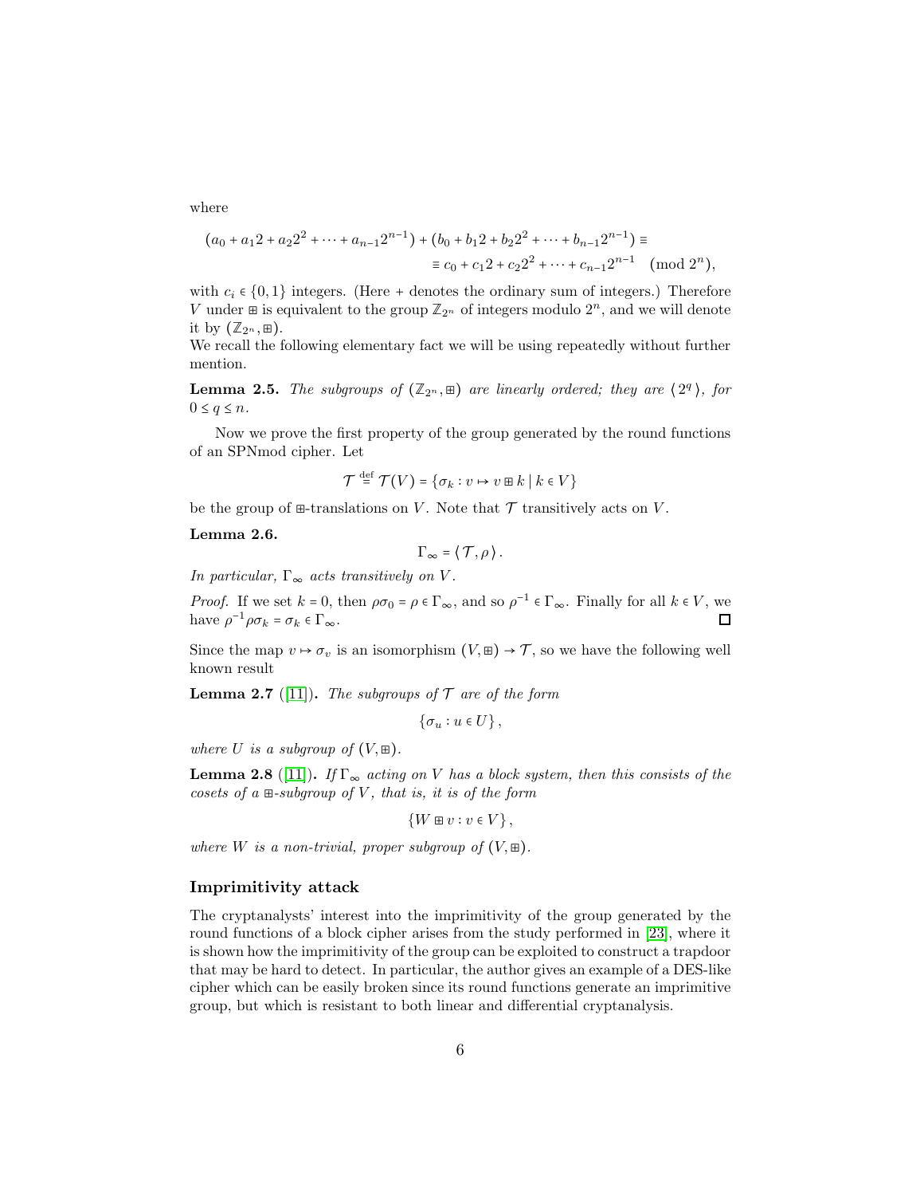where

$$(a_0 + a_1 2 + a_2 2^2 + \cdots + a_{n-1} 2^{n-1}) + (b_0 + b_1 2 + b_2 2^2 + \cdots + b_{n-1} 2^{n-1}) \equiv$$
$$\equiv c_0 + c_1 2 + c_2 2^2 + \cdots + c_{n-1} 2^{n-1} \pmod{2^n},$$

with $c_i \in \{0,1\}$ integers. (Here + denotes the ordinary sum of integers.) Therefore $V$ under $\boxplus$ is equivalent to the group $\mathbb{Z}_{2^n}$ of integers modulo $2^n$, and we will denote it by $(\mathbb{Z}_{2^n}, \boxplus)$.
We recall the following elementary fact we will be using repeatedly without further mention.

**Lemma 2.5.** *The subgroups of $(\mathbb{Z}_{2^n}, \boxplus)$ are linearly ordered; they are $\langle 2^q \rangle$, for $0 \le q \le n$.*

Now we prove the first property of the group generated by the round functions of an SPNmod cipher. Let

$$\mathcal{T} \stackrel{\text{def}}{=} \mathcal{T}(V) = \{\sigma_k : v \mapsto v \boxplus k \mid k \in V\}$$

be the group of $\boxplus$-translations on $V$. Note that $\mathcal{T}$ transitively acts on $V$.

**Lemma 2.6.**

$$\Gamma_\infty = \langle \mathcal{T}, \rho \rangle .$$

*In particular, $\Gamma_\infty$ acts transitively on $V$.*

*Proof.* If we set $k = 0$, then $\rho\sigma_0 = \rho \in \Gamma_\infty$, and so $\rho^{-1} \in \Gamma_\infty$. Finally for all $k \in V$, we have $\rho^{-1}\rho\sigma_k = \sigma_k \in \Gamma_\infty$. □

Since the map $v \mapsto \sigma_v$ is an isomorphism $(V, \boxplus) \to \mathcal{T}$, so we have the following well known result

**Lemma 2.7** ([11])**.** *The subgroups of $\mathcal{T}$ are of the form*

$$\{\sigma_u : u \in U\},$$

*where $U$ is a subgroup of $(V, \boxplus)$.*

**Lemma 2.8** ([11])**.** *If $\Gamma_\infty$ acting on $V$ has a block system, then this consists of the cosets of a $\boxplus$-subgroup of $V$, that is, it is of the form*

$$\{W \boxplus v : v \in V\},$$

*where $W$ is a non-trivial, proper subgroup of $(V, \boxplus)$.*

### Imprimitivity attack

The cryptanalysts' interest into the imprimitivity of the group generated by the round functions of a block cipher arises from the study performed in [23], where it is shown how the imprimitivity of the group can be exploited to construct a trapdoor that may be hard to detect. In particular, the author gives an example of a DES-like cipher which can be easily broken since its round functions generate an imprimitive group, but which is resistant to both linear and differential cryptanalysis.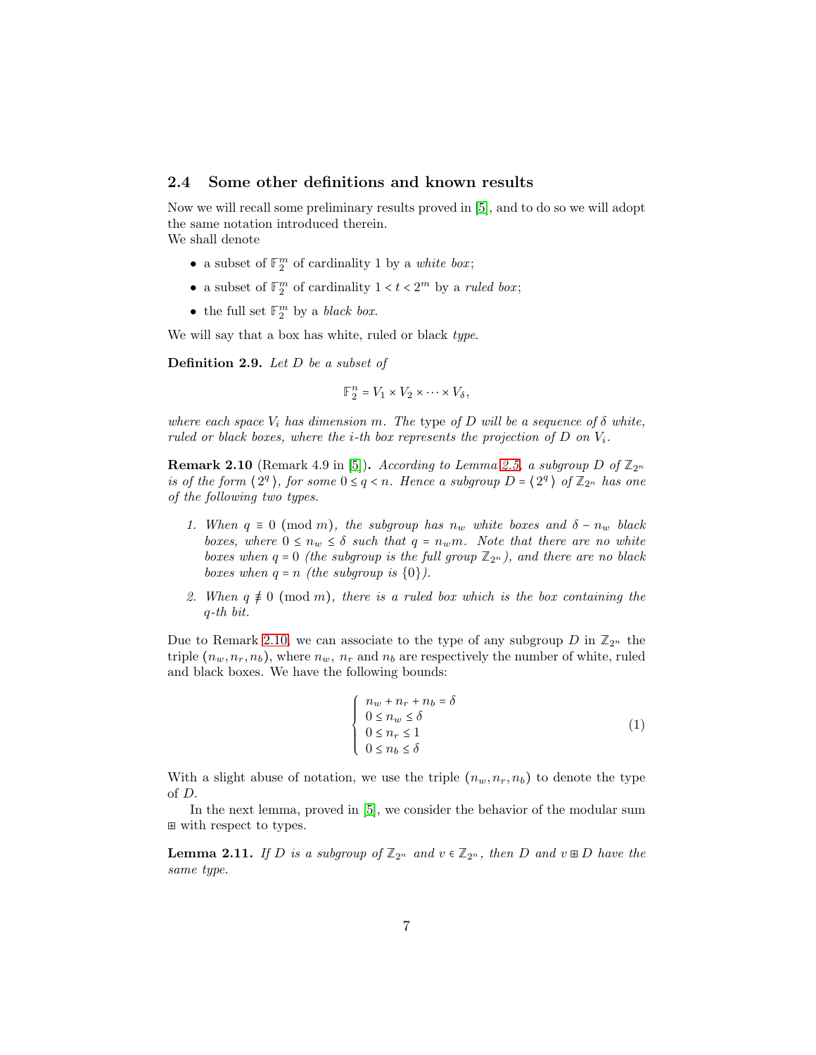### 2.4 Some other definitions and known results

Now we will recall some preliminary results proved in [5], and to do so we will adopt the same notation introduced therein.
We shall denote

- a subset of $\mathbb{F}_2^m$ of cardinality 1 by a *white box*;
- a subset of $\mathbb{F}_2^m$ of cardinality $1 < t < 2^m$ by a *ruled box*;
- the full set $\mathbb{F}_2^m$ by a *black box*.

We will say that a box has white, ruled or black *type*.

**Definition 2.9.** *Let $D$ be a subset of*

$$\mathbb{F}_2^n = V_1 \times V_2 \times \cdots \times V_\delta,$$

*where each space $V_i$ has dimension $m$. The* type *of $D$ will be a sequence of $\delta$ white, ruled or black boxes, where the $i$-th box represents the projection of $D$ on $V_i$.*

**Remark 2.10** (Remark 4.9 in [5])**.** *According to Lemma 2.5, a subgroup $D$ of $\mathbb{Z}_{2^n}$ is of the form $\langle 2^q \rangle$, for some $0 \le q < n$. Hence a subgroup $D = \langle 2^q \rangle$ of $\mathbb{Z}_{2^n}$ has one of the following two types.*

1. *When $q \equiv 0 \pmod m$, the subgroup has $n_w$ white boxes and $\delta - n_w$ black boxes, where $0 \le n_w \le \delta$ such that $q = n_w m$. Note that there are no white boxes when $q = 0$ (the subgroup is the full group $\mathbb{Z}_{2^n}$), and there are no black boxes when $q = n$ (the subgroup is $\{0\}$).*
2. *When $q \not\equiv 0 \pmod m$, there is a ruled box which is the box containing the $q$-th bit.*

Due to Remark 2.10, we can associate to the type of any subgroup $D$ in $\mathbb{Z}_{2^n}$ the triple $(n_w, n_r, n_b)$, where $n_w$, $n_r$ and $n_b$ are respectively the number of white, ruled and black boxes. We have the following bounds:

$$\begin{cases} n_w + n_r + n_b = \delta \\ 0 \le n_w \le \delta \\ 0 \le n_r \le 1 \\ 0 \le n_b \le \delta \end{cases} \tag{1}$$

With a slight abuse of notation, we use the triple $(n_w, n_r, n_b)$ to denote the type of $D$.

In the next lemma, proved in [5], we consider the behavior of the modular sum $\boxplus$ with respect to types.

**Lemma 2.11.** *If $D$ is a subgroup of $\mathbb{Z}_{2^n}$ and $v \in \mathbb{Z}_{2^n}$, then $D$ and $v \boxplus D$ have the same type.*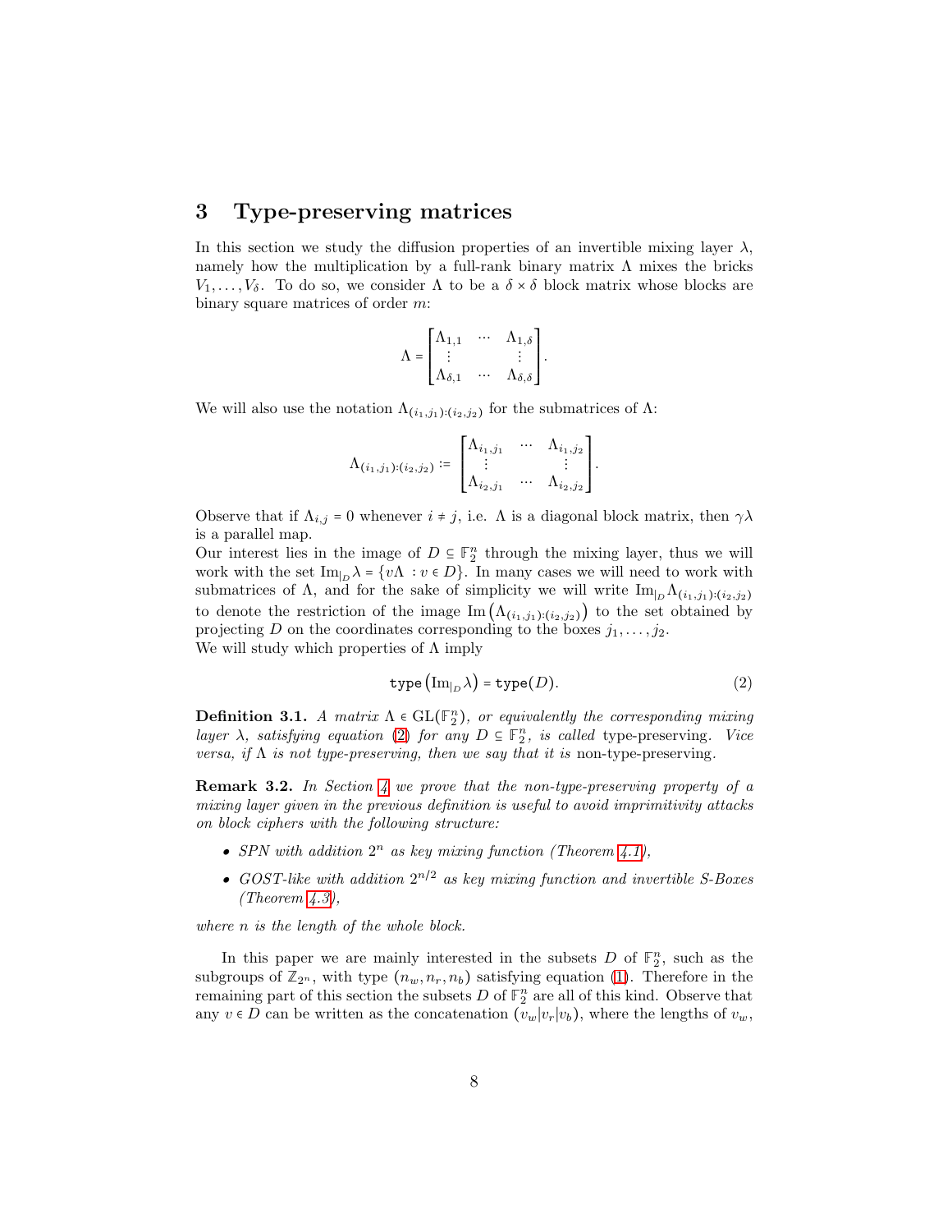## 3 Type-preserving matrices

In this section we study the diffusion properties of an invertible mixing layer $\lambda$, namely how the multiplication by a full-rank binary matrix $\Lambda$ mixes the bricks $V_1, \dots, V_\delta$. To do so, we consider $\Lambda$ to be a $\delta \times \delta$ block matrix whose blocks are binary square matrices of order $m$:

$$\Lambda = \begin{bmatrix} \Lambda_{1,1} & \cdots & \Lambda_{1,\delta} \\ \vdots & & \vdots \\ \Lambda_{\delta,1} & \cdots & \Lambda_{\delta,\delta} \end{bmatrix}.$$

We will also use the notation $\Lambda_{(i_1,j_1):(i_2,j_2)}$ for the submatrices of $\Lambda$:

$$\Lambda_{(i_1,j_1):(i_2,j_2)} \coloneqq \begin{bmatrix} \Lambda_{i_1,j_1} & \cdots & \Lambda_{i_1,j_2} \\ \vdots & & \vdots \\ \Lambda_{i_2,j_1} & \cdots & \Lambda_{i_2,j_2} \end{bmatrix}.$$

Observe that if $\Lambda_{i,j} = 0$ whenever $i \neq j$, i.e. $\Lambda$ is a diagonal block matrix, then $\gamma\lambda$ is a parallel map.
Our interest lies in the image of $D \subseteq \mathbb{F}_2^n$ through the mixing layer, thus we will work with the set $\mathrm{Im}_{|_D}\lambda = \{v\Lambda \, : v \in D\}$. In many cases we will need to work with submatrices of $\Lambda$, and for the sake of simplicity we will write $\mathrm{Im}_{|_D}\Lambda_{(i_1,j_1):(i_2,j_2)}$ to denote the restriction of the image $\mathrm{Im}\left(\Lambda_{(i_1,j_1):(i_2,j_2)}\right)$ to the set obtained by projecting $D$ on the coordinates corresponding to the boxes $j_1, \dots, j_2$.
We will study which properties of $\Lambda$ imply

$$\mathtt{type}\left(\mathrm{Im}_{|_D}\lambda\right) = \mathtt{type}(D). \tag{2}$$

**Definition 3.1.** *A matrix $\Lambda \in \mathrm{GL}(\mathbb{F}_2^n)$, or equivalently the corresponding mixing layer $\lambda$, satisfying equation (2) for any $D \subseteq \mathbb{F}_2^n$, is called* type-preserving. *Vice versa, if $\Lambda$ is not type-preserving, then we say that it is* non-type-preserving.

**Remark 3.2.** *In Section 4 we prove that the non-type-preserving property of a mixing layer given in the previous definition is useful to avoid imprimitivity attacks on block ciphers with the following structure:*

- *SPN with addition $2^n$ as key mixing function (Theorem 4.1),*
- *GOST-like with addition $2^{n/2}$ as key mixing function and invertible S-Boxes (Theorem 4.3),*

*where $n$ is the length of the whole block.*

In this paper we are mainly interested in the subsets $D$ of $\mathbb{F}_2^n$, such as the subgroups of $\mathbb{Z}_{2^n}$, with type $(n_w, n_r, n_b)$ satisfying equation (1). Therefore in the remaining part of this section the subsets $D$ of $\mathbb{F}_2^n$ are all of this kind. Observe that any $v \in D$ can be written as the concatenation $(v_w|v_r|v_b)$, where the lengths of $v_w$,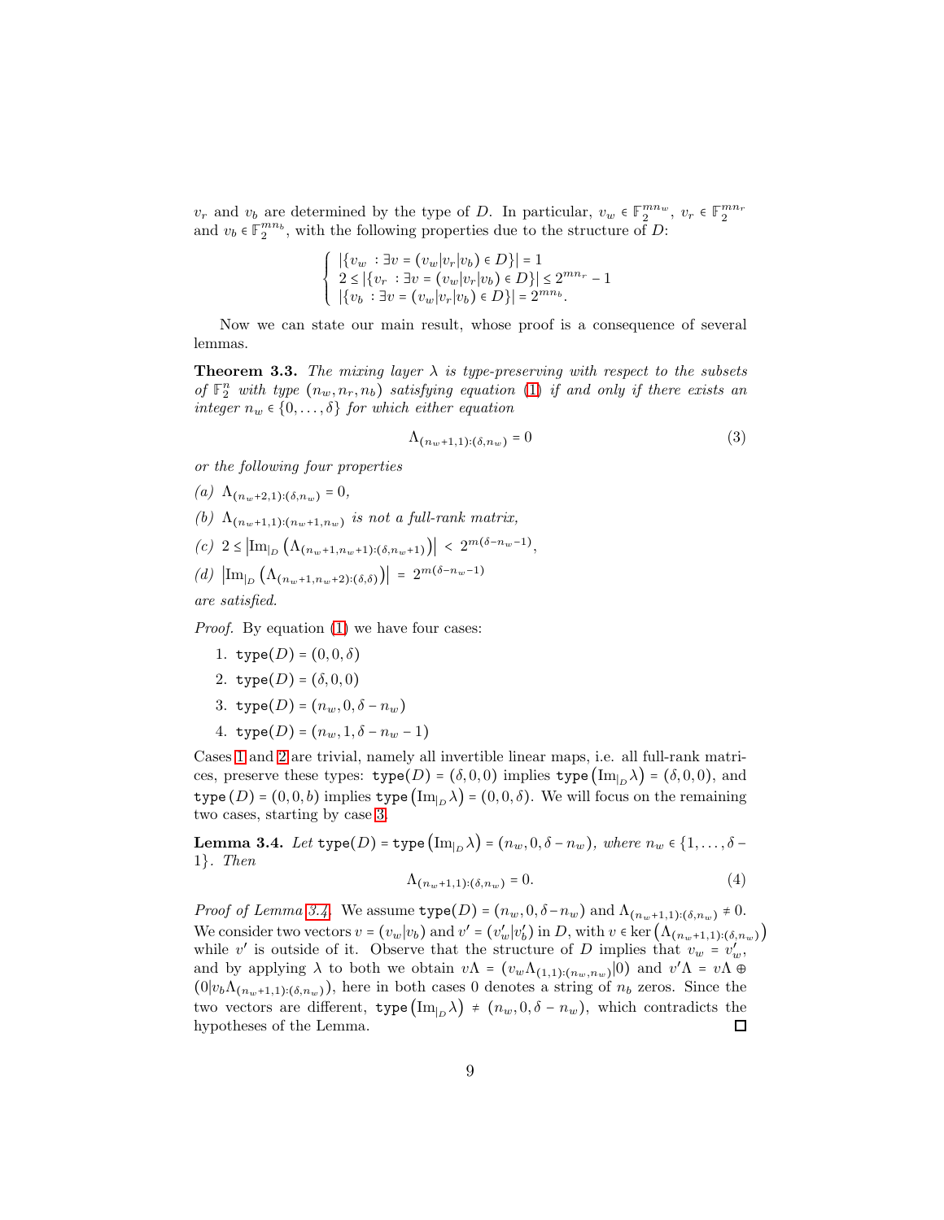$v_r$ and $v_b$ are determined by the type of $D$. In particular, $v_w \in \mathbb{F}_2^{mn_w}$, $v_r \in \mathbb{F}_2^{mn_r}$ and $v_b \in \mathbb{F}_2^{mn_b}$, with the following properties due to the structure of $D$:

$$\begin{cases} |\{v_w \;:\; \exists v = (v_w|v_r|v_b) \in D\}| = 1 \\ 2 \leq |\{v_r \;:\; \exists v = (v_w|v_r|v_b) \in D\}| \leq 2^{mn_r} - 1 \\ |\{v_b \;:\; \exists v = (v_w|v_r|v_b) \in D\}| = 2^{mn_b}. \end{cases}$$

Now we can state our main result, whose proof is a consequence of several lemmas.

**Theorem 3.3.** *The mixing layer $\lambda$ is type-preserving with respect to the subsets of $\mathbb{F}_2^n$ with type $(n_w, n_r, n_b)$ satisfying equation (1) if and only if there exists an integer $n_w \in \{0, \ldots, \delta\}$ for which either equation*

$$\Lambda_{(n_w+1,1):(\delta,n_w)} = 0 \tag{3}$$

*or the following four properties*

*(a)* $\Lambda_{(n_w+2,1):(\delta,n_w)} = 0$,

*(b)* $\Lambda_{(n_w+1,1):(n_w+1,n_w)}$ *is not a full-rank matrix,*

*(c)* $2 \leq \left|\mathrm{Im}_{|_D}\left(\Lambda_{(n_w+1,n_w+1):(\delta,n_w+1)}\right)\right| < 2^{m(\delta-n_w-1)}$,

*(d)* $\left|\mathrm{Im}_{|_D}\left(\Lambda_{(n_w+1,n_w+2):(\delta,\delta)}\right)\right| = 2^{m(\delta-n_w-1)}$

*are satisfied.*

*Proof.* By equation (1) we have four cases:

1. $\texttt{type}(D) = (0, 0, \delta)$
2. $\texttt{type}(D) = (\delta, 0, 0)$
3. $\texttt{type}(D) = (n_w, 0, \delta - n_w)$
4. $\texttt{type}(D) = (n_w, 1, \delta - n_w - 1)$

Cases 1 and 2 are trivial, namely all invertible linear maps, i.e. all full-rank matrices, preserve these types: $\texttt{type}(D) = (\delta, 0, 0)$ implies $\texttt{type}\left(\mathrm{Im}_{|_D}\lambda\right) = (\delta, 0, 0)$, and $\texttt{type}(D) = (0, 0, b)$ implies $\texttt{type}\left(\mathrm{Im}_{|_D}\lambda\right) = (0, 0, \delta)$. We will focus on the remaining two cases, starting by case 3.

**Lemma 3.4.** *Let $\texttt{type}(D) = \texttt{type}\left(\mathrm{Im}_{|_D}\lambda\right) = (n_w, 0, \delta - n_w)$, where $n_w \in \{1, \ldots, \delta - 1\}$. Then*

$$\Lambda_{(n_w+1,1):(\delta,n_w)} = 0. \tag{4}$$

*Proof of Lemma 3.4.* We assume $\texttt{type}(D) = (n_w, 0, \delta - n_w)$ and $\Lambda_{(n_w+1,1):(\delta,n_w)} \neq 0$. We consider two vectors $v = (v_w|v_b)$ and $v' = (v'_w|v'_b)$ in $D$, with $v \in \ker\left(\Lambda_{(n_w+1,1):(\delta,n_w)}\right)$ while $v'$ is outside of it. Observe that the structure of $D$ implies that $v_w = v'_w$, and by applying $\lambda$ to both we obtain $v\Lambda = (v_w\Lambda_{(1,1):(n_w,n_w)}|0)$ and $v'\Lambda = v\Lambda \oplus (0|v_b\Lambda_{(n_w+1,1):(\delta,n_w)})$, here in both cases 0 denotes a string of $n_b$ zeros. Since the two vectors are different, $\texttt{type}\left(\mathrm{Im}_{|_D}\lambda\right) \neq (n_w, 0, \delta - n_w)$, which contradicts the hypotheses of the Lemma. ∎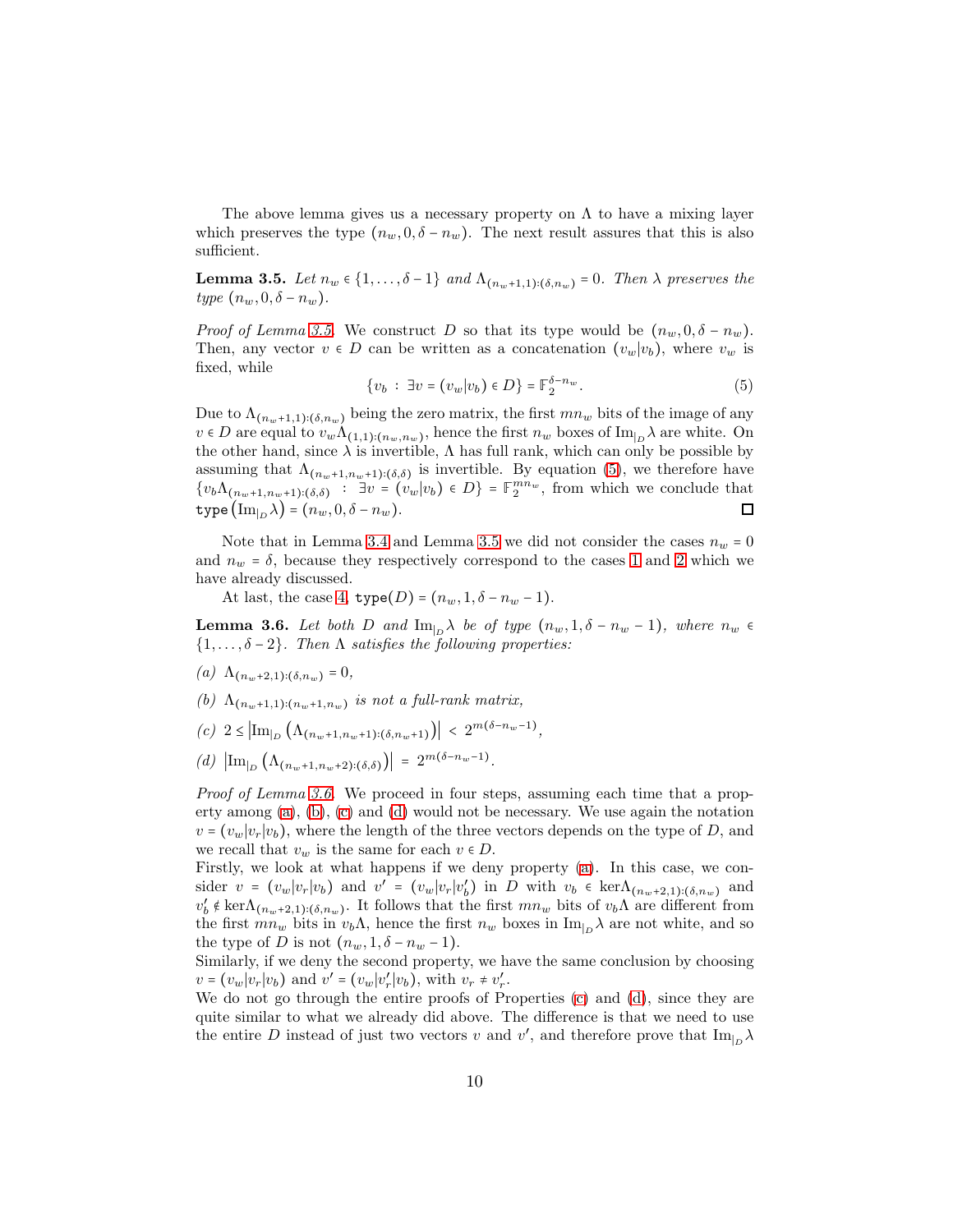The above lemma gives us a necessary property on $\Lambda$ to have a mixing layer which preserves the type $(n_w, 0, \delta - n_w)$. The next result assures that this is also sufficient.

**Lemma 3.5.** *Let $n_w \in \{1, \ldots, \delta-1\}$ and $\Lambda_{(n_w+1,1):(\delta,n_w)} = 0$. Then $\lambda$ preserves the type $(n_w, 0, \delta - n_w)$.*

*Proof of Lemma 3.5.* We construct $D$ so that its type would be $(n_w, 0, \delta - n_w)$. Then, any vector $v \in D$ can be written as a concatenation $(v_w | v_b)$, where $v_w$ is fixed, while

$$\{v_b \;:\; \exists v = (v_w | v_b) \in D\} = \mathbb{F}_2^{\delta - n_w}. \tag{5}$$

Due to $\Lambda_{(n_w+1,1):(\delta,n_w)}$ being the zero matrix, the first $mn_w$ bits of the image of any $v \in D$ are equal to $v_w \Lambda_{(1,1):(n_w,n_w)}$, hence the first $n_w$ boxes of $\mathrm{Im}_{|_D}\lambda$ are white. On the other hand, since $\lambda$ is invertible, $\Lambda$ has full rank, which can only be possible by assuming that $\Lambda_{(n_w+1,n_w+1):(\delta,\delta)}$ is invertible. By equation (5), we therefore have $\{v_b \Lambda_{(n_w+1,n_w+1):(\delta,\delta)} \;:\; \exists v = (v_w|v_b) \in D\} = \mathbb{F}_2^{mn_w}$, from which we conclude that $\mathtt{type}\left(\mathrm{Im}_{|_D}\lambda\right) = (n_w, 0, \delta - n_w)$. ∎

Note that in Lemma 3.4 and Lemma 3.5 we did not consider the cases $n_w = 0$ and $n_w = \delta$, because they respectively correspond to the cases 1 and 2 which we have already discussed.

At last, the case 4, $\mathtt{type}(D) = (n_w, 1, \delta - n_w - 1)$.

**Lemma 3.6.** *Let both $D$ and $\mathrm{Im}_{|_D}\lambda$ be of type $(n_w, 1, \delta - n_w - 1)$, where $n_w \in \{1, \ldots, \delta-2\}$. Then $\Lambda$ satisfies the following properties:*

*(a) $\Lambda_{(n_w+2,1):(\delta,n_w)} = 0$,*

*(b) $\Lambda_{(n_w+1,1):(n_w+1,n_w)}$ is not a full-rank matrix,*

*(c) $2 \le \left|\mathrm{Im}_{|_D}\left(\Lambda_{(n_w+1,n_w+1):(\delta,n_w+1)}\right)\right| < 2^{m(\delta-n_w-1)}$,*

*(d) $\left|\mathrm{Im}_{|_D}\left(\Lambda_{(n_w+1,n_w+2):(\delta,\delta)}\right)\right| = 2^{m(\delta-n_w-1)}$.*

*Proof of Lemma 3.6.* We proceed in four steps, assuming each time that a property among (a), (b), (c) and (d) would not be necessary. We use again the notation $v = (v_w|v_r|v_b)$, where the length of the three vectors depends on the type of $D$, and we recall that $v_w$ is the same for each $v \in D$.

Firstly, we look at what happens if we deny property (a). In this case, we consider $v = (v_w|v_r|v_b)$ and $v' = (v_w|v_r|v_b')$ in $D$ with $v_b \in \ker\Lambda_{(n_w+2,1):(\delta,n_w)}$ and $v_b' \notin \ker\Lambda_{(n_w+2,1):(\delta,n_w)}$. It follows that the first $mn_w$ bits of $v_b\Lambda$ are different from the first $mn_w$ bits in $v_b\Lambda$, hence the first $n_w$ boxes in $\mathrm{Im}_{|_D}\lambda$ are not white, and so the type of $D$ is not $(n_w, 1, \delta - n_w - 1)$.

Similarly, if we deny the second property, we have the same conclusion by choosing $v = (v_w|v_r|v_b)$ and $v' = (v_w|v_r'|v_b)$, with $v_r \ne v_r'$.

We do not go through the entire proofs of Properties (c) and (d), since they are quite similar to what we already did above. The difference is that we need to use the entire $D$ instead of just two vectors $v$ and $v'$, and therefore prove that $\mathrm{Im}_{|_D}\lambda$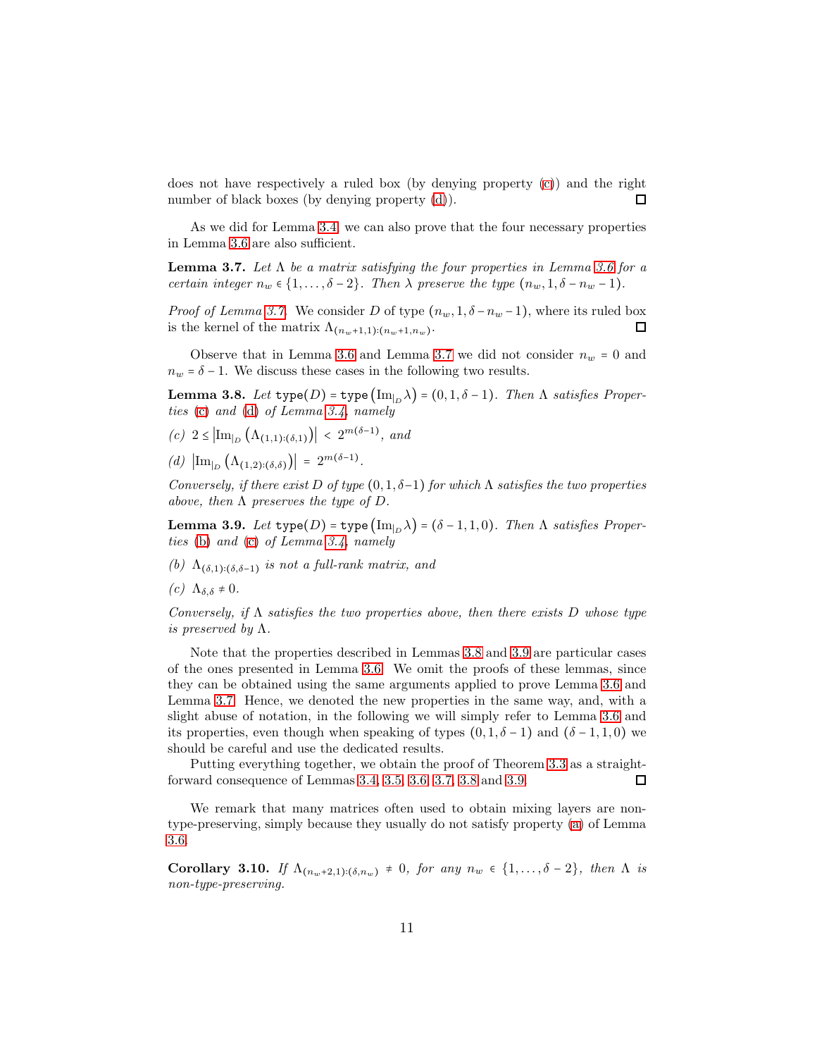does not have respectively a ruled box (by denying property (c)) and the right number of black boxes (by denying property (d)). ☐

As we did for Lemma 3.4, we can also prove that the four necessary properties in Lemma 3.6 are also sufficient.

**Lemma 3.7.** *Let $\Lambda$ be a matrix satisfying the four properties in Lemma 3.6 for a certain integer $n_w \in \{1, \dots, \delta - 2\}$. Then $\lambda$ preserve the type $(n_w, 1, \delta - n_w - 1)$.*

*Proof of Lemma 3.7.* We consider $D$ of type $(n_w, 1, \delta - n_w - 1)$, where its ruled box is the kernel of the matrix $\Lambda_{(n_w+1,1):(n_w+1,n_w)}$. ☐

Observe that in Lemma 3.6 and Lemma 3.7 we did not consider $n_w = 0$ and $n_w = \delta - 1$. We discuss these cases in the following two results.

**Lemma 3.8.** *Let $\mathtt{type}(D) = \mathtt{type}\left(\mathrm{Im}_{|_D}\lambda\right) = (0, 1, \delta - 1)$. Then $\Lambda$ satisfies Properties (c) and (d) of Lemma 3.4, namely*

*(c)* $2 \le \left|\mathrm{Im}_{|_D}\left(\Lambda_{(1,1):(\delta,1)}\right)\right| < 2^{m(\delta-1)}$, *and*

*(d)* $\left|\mathrm{Im}_{|_D}\left(\Lambda_{(1,2):(\delta,\delta)}\right)\right| = 2^{m(\delta-1)}$.

*Conversely, if there exist $D$ of type $(0, 1, \delta-1)$ for which $\Lambda$ satisfies the two properties above, then $\Lambda$ preserves the type of $D$.*

**Lemma 3.9.** *Let $\mathtt{type}(D) = \mathtt{type}\left(\mathrm{Im}_{|_D}\lambda\right) = (\delta - 1, 1, 0)$. Then $\Lambda$ satisfies Properties (b) and (c) of Lemma 3.4, namely*

*(b)* $\Lambda_{(\delta,1):(\delta,\delta-1)}$ *is not a full-rank matrix, and*

*(c)* $\Lambda_{\delta,\delta} \neq 0$.

*Conversely, if $\Lambda$ satisfies the two properties above, then there exists $D$ whose type is preserved by $\Lambda$.*

Note that the properties described in Lemmas 3.8 and 3.9 are particular cases of the ones presented in Lemma 3.6. We omit the proofs of these lemmas, since they can be obtained using the same arguments applied to prove Lemma 3.6 and Lemma 3.7. Hence, we denoted the new properties in the same way, and, with a slight abuse of notation, in the following we will simply refer to Lemma 3.6 and its properties, even though when speaking of types $(0, 1, \delta - 1)$ and $(\delta - 1, 1, 0)$ we should be careful and use the dedicated results.

Putting everything together, we obtain the proof of Theorem 3.3 as a straightforward consequence of Lemmas 3.4, 3.5, 3.6, 3.7, 3.8 and 3.9. ☐

We remark that many matrices often used to obtain mixing layers are non-type-preserving, simply because they usually do not satisfy property (a) of Lemma 3.6.

**Corollary 3.10.** *If $\Lambda_{(n_w+2,1):(\delta,n_w)} \neq 0$, for any $n_w \in \{1, \dots, \delta - 2\}$, then $\Lambda$ is non-type-preserving.*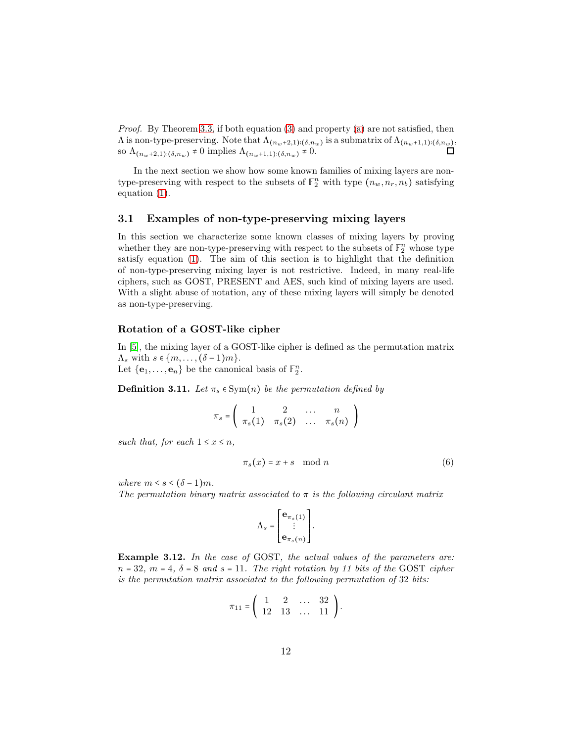*Proof.* By Theorem 3.3, if both equation (3) and property (a) are not satisfied, then $\Lambda$ is non-type-preserving. Note that $\Lambda_{(n_w+2,1):(\delta,n_w)}$ is a submatrix of $\Lambda_{(n_w+1,1):(\delta,n_w)}$, so $\Lambda_{(n_w+2,1):(\delta,n_w)} \neq 0$ implies $\Lambda_{(n_w+1,1):(\delta,n_w)} \neq 0$. ◻

In the next section we show how some known families of mixing layers are non-type-preserving with respect to the subsets of $\mathbb{F}_2^n$ with type $(n_w, n_r, n_b)$ satisfying equation (1).

## 3.1 Examples of non-type-preserving mixing layers

In this section we characterize some known classes of mixing layers by proving whether they are non-type-preserving with respect to the subsets of $\mathbb{F}_2^n$ whose type satisfy equation (1). The aim of this section is to highlight that the definition of non-type-preserving mixing layer is not restrictive. Indeed, in many real-life ciphers, such as GOST, PRESENT and AES, such kind of mixing layers are used. With a slight abuse of notation, any of these mixing layers will simply be denoted as non-type-preserving.

### Rotation of a GOST-like cipher

In [5], the mixing layer of a GOST-like cipher is defined as the permutation matrix $\Lambda_s$ with $s \in \{m, \dots, (\delta-1)m\}$.
Let $\{\mathbf{e}_1, \dots, \mathbf{e}_n\}$ be the canonical basis of $\mathbb{F}_2^n$.

**Definition 3.11.** *Let $\pi_s \in \mathrm{Sym}(n)$ be the permutation defined by*

$$\pi_s = \begin{pmatrix} 1 & 2 & \dots & n \\ \pi_s(1) & \pi_s(2) & \dots & \pi_s(n) \end{pmatrix}$$

*such that, for each $1 \leq x \leq n$,*

$$\pi_s(x) = x + s \mod n \tag{6}$$

*where $m \leq s \leq (\delta-1)m$.*
*The permutation binary matrix associated to $\pi$ is the following circulant matrix*

$$\Lambda_s = \begin{bmatrix} \mathbf{e}_{\pi_s(1)} \\ \vdots \\ \mathbf{e}_{\pi_s(n)} \end{bmatrix}.$$

**Example 3.12.** *In the case of* GOST*, the actual values of the parameters are: $n = 32$, $m = 4$, $\delta = 8$ and $s = 11$. The right rotation by 11 bits of the* GOST *cipher is the permutation matrix associated to the following permutation of 32 bits:*

$$\pi_{11} = \begin{pmatrix} 1 & 2 & \dots & 32 \\ 12 & 13 & \dots & 11 \end{pmatrix}.$$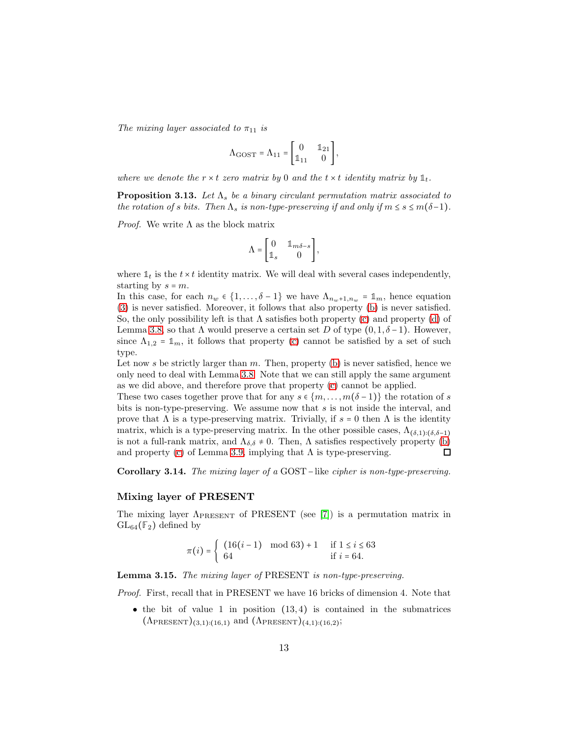*The mixing layer associated to $\pi_{11}$ is*

$$\Lambda_{\text{GOST}} = \Lambda_{11} = \begin{bmatrix} 0 & \mathbb{1}_{21} \\ \mathbb{1}_{11} & 0 \end{bmatrix},$$

*where we denote the $r \times t$ zero matrix by 0 and the $t \times t$ identity matrix by $\mathbb{1}_t$.*

**Proposition 3.13.** *Let $\Lambda_s$ be a binary circulant permutation matrix associated to the rotation of $s$ bits. Then $\Lambda_s$ is non-type-preserving if and only if $m \leq s \leq m(\delta-1)$.*

*Proof.* We write $\Lambda$ as the block matrix

$$\Lambda = \begin{bmatrix} 0 & \mathbb{1}_{m\delta - s} \\ \mathbb{1}_s & 0 \end{bmatrix},$$

where $\mathbb{1}_t$ is the $t \times t$ identity matrix. We will deal with several cases independently, starting by $s = m$.
In this case, for each $n_w \in \{1, \ldots, \delta - 1\}$ we have $\Lambda_{n_w+1, n_w} = \mathbb{1}_m$, hence equation (3) is never satisfied. Moreover, it follows that also property (b) is never satisfied. So, the only possibility left is that $\Lambda$ satisfies both property (c) and property (d) of Lemma 3.8, so that $\Lambda$ would preserve a certain set $D$ of type $(0, 1, \delta - 1)$. However, since $\Lambda_{1,2} = \mathbb{1}_m$, it follows that property (c) cannot be satisfied by a set of such type.
Let now $s$ be strictly larger than $m$. Then, property (b) is never satisfied, hence we only need to deal with Lemma 3.8. Note that we can still apply the same argument as we did above, and therefore prove that property (c) cannot be applied.
These two cases together prove that for any $s \in \{m, \ldots, m(\delta-1)\}$ the rotation of $s$ bits is non-type-preserving. We assume now that $s$ is not inside the interval, and prove that $\Lambda$ is a type-preserving matrix. Trivially, if $s = 0$ then $\Lambda$ is the identity matrix, which is a type-preserving matrix. In the other possible cases, $\Lambda_{(\delta,1):(\delta,\delta-1)}$ is not a full-rank matrix, and $\Lambda_{\delta,\delta} \neq 0$. Then, $\Lambda$ satisfies respectively property (b) and property (c) of Lemma 3.9, implying that $\Lambda$ is type-preserving. ◻

**Corollary 3.14.** *The mixing layer of a* GOST – like *cipher is non-type-preserving.*

### Mixing layer of PRESENT

The mixing layer $\Lambda_{\text{PRESENT}}$ of PRESENT (see [7]) is a permutation matrix in $\text{GL}_{64}(\mathbb{F}_2)$ defined by

$$\pi(i) = \begin{cases} (16(i-1) \mod 63) + 1 & \text{if } 1 \leq i \leq 63 \\ 64 & \text{if } i = 64. \end{cases}$$

**Lemma 3.15.** *The mixing layer of* PRESENT *is non-type-preserving.*

*Proof.* First, recall that in PRESENT we have 16 bricks of dimension 4. Note that

- the bit of value 1 in position $(13, 4)$ is contained in the submatrices $(\Lambda_{\text{PRESENT}})_{(3,1):(16,1)}$ and $(\Lambda_{\text{PRESENT}})_{(4,1):(16,2)}$;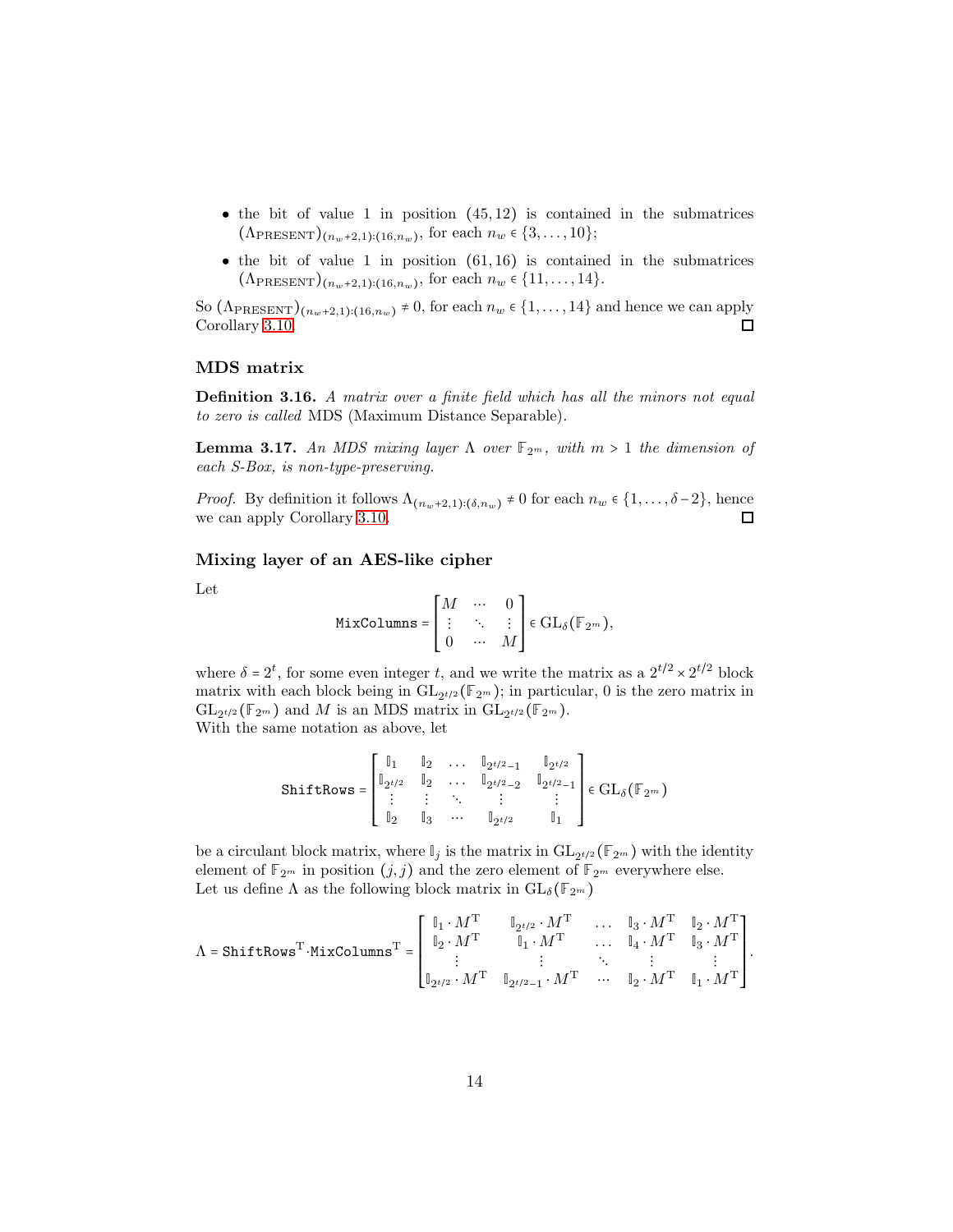- the bit of value 1 in position $(45,12)$ is contained in the submatrices $(\Lambda_{\text{PRESENT}})_{(n_w+2,1):(16,n_w)}$, for each $n_w \in \{3,\dots,10\}$;
- the bit of value 1 in position $(61,16)$ is contained in the submatrices $(\Lambda_{\text{PRESENT}})_{(n_w+2,1):(16,n_w)}$, for each $n_w \in \{11,\dots,14\}$.

So $(\Lambda_{\text{PRESENT}})_{(n_w+2,1):(16,n_w)} \neq 0$, for each $n_w \in \{1,\dots,14\}$ and hence we can apply Corollary 3.10. ☐

### MDS matrix

**Definition 3.16.** *A matrix over a finite field which has all the minors not equal to zero is called* MDS (Maximum Distance Separable)*.*

**Lemma 3.17.** *An MDS mixing layer $\Lambda$ over $\mathbb{F}_{2^m}$, with $m > 1$ the dimension of each S-Box, is non-type-preserving.*

*Proof.* By definition it follows $\Lambda_{(n_w+2,1):(\delta,n_w)} \neq 0$ for each $n_w \in \{1,\dots,\delta-2\}$, hence we can apply Corollary 3.10. ☐

### Mixing layer of an AES-like cipher

Let

$$\texttt{MixColumns} = \begin{bmatrix} M & \cdots & 0 \\ \vdots & \ddots & \vdots \\ 0 & \cdots & M \end{bmatrix} \in \mathrm{GL}_\delta(\mathbb{F}_{2^m}),$$

where $\delta = 2^t$, for some even integer $t$, and we write the matrix as a $2^{t/2} \times 2^{t/2}$ block matrix with each block being in $\mathrm{GL}_{2^{t/2}}(\mathbb{F}_{2^m})$; in particular, 0 is the zero matrix in $\mathrm{GL}_{2^{t/2}}(\mathbb{F}_{2^m})$ and $M$ is an MDS matrix in $\mathrm{GL}_{2^{t/2}}(\mathbb{F}_{2^m})$.
With the same notation as above, let

$$\texttt{ShiftRows} = \begin{bmatrix} \mathbb{I}_1 & \mathbb{I}_2 & \dots & \mathbb{I}_{2^{t/2}-1} & \mathbb{I}_{2^{t/2}} \\ \mathbb{I}_{2^{t/2}} & \mathbb{I}_2 & \dots & \mathbb{I}_{2^{t/2}-2} & \mathbb{I}_{2^{t/2}-1} \\ \vdots & \vdots & \ddots & \vdots & \vdots \\ \mathbb{I}_2 & \mathbb{I}_3 & \cdots & \mathbb{I}_{2^{t/2}} & \mathbb{I}_1 \end{bmatrix} \in \mathrm{GL}_\delta(\mathbb{F}_{2^m})$$

be a circulant block matrix, where $\mathbb{I}_j$ is the matrix in $\mathrm{GL}_{2^{t/2}}(\mathbb{F}_{2^m})$ with the identity element of $\mathbb{F}_{2^m}$ in position $(j,j)$ and the zero element of $\mathbb{F}_{2^m}$ everywhere else.
Let us define $\Lambda$ as the following block matrix in $\mathrm{GL}_\delta(\mathbb{F}_{2^m})$

$$\Lambda = \texttt{ShiftRows}^{\mathrm{T}} \cdot \texttt{MixColumns}^{\mathrm{T}} = \begin{bmatrix} \mathbb{I}_1 \cdot M^{\mathrm{T}} & \mathbb{I}_{2^{t/2}} \cdot M^{\mathrm{T}} & \dots & \mathbb{I}_3 \cdot M^{\mathrm{T}} & \mathbb{I}_2 \cdot M^{\mathrm{T}} \\ \mathbb{I}_2 \cdot M^{\mathrm{T}} & \mathbb{I}_1 \cdot M^{\mathrm{T}} & \dots & \mathbb{I}_4 \cdot M^{\mathrm{T}} & \mathbb{I}_3 \cdot M^{\mathrm{T}} \\ \vdots & \vdots & \ddots & \vdots & \vdots \\ \mathbb{I}_{2^{t/2}} \cdot M^{\mathrm{T}} & \mathbb{I}_{2^{t/2}-1} \cdot M^{\mathrm{T}} & \cdots & \mathbb{I}_2 \cdot M^{\mathrm{T}} & \mathbb{I}_1 \cdot M^{\mathrm{T}} \end{bmatrix}.$$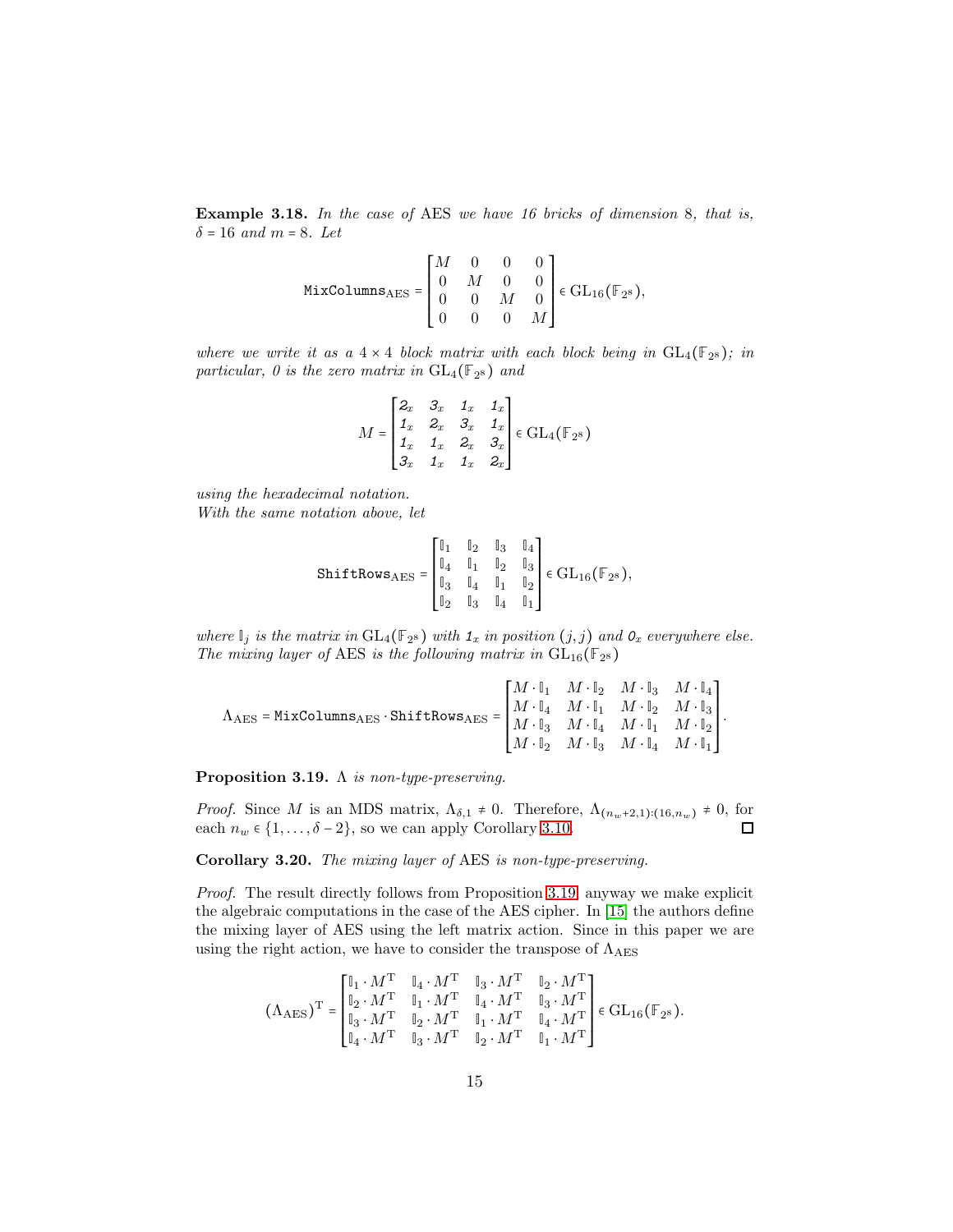**Example 3.18.** *In the case of* AES *we have 16 bricks of dimension* 8*, that is,* $\delta = 16$ *and* $m = 8$*. Let*

$$\texttt{MixColumns}_{\mathrm{AES}} = \begin{bmatrix} M & 0 & 0 & 0 \\ 0 & M & 0 & 0 \\ 0 & 0 & M & 0 \\ 0 & 0 & 0 & M \end{bmatrix} \in \mathrm{GL}_{16}(\mathbb{F}_{2^8}),$$

*where we write it as a* $4 \times 4$ *block matrix with each block being in* $\mathrm{GL}_4(\mathbb{F}_{2^8})$*; in particular, 0 is the zero matrix in* $\mathrm{GL}_4(\mathbb{F}_{2^8})$ *and*

$$M = \begin{bmatrix} 2_x & 3_x & 1_x & 1_x \\ 1_x & 2_x & 3_x & 1_x \\ 1_x & 1_x & 2_x & 3_x \\ 3_x & 1_x & 1_x & 2_x \end{bmatrix} \in \mathrm{GL}_4(\mathbb{F}_{2^8})$$

*using the hexadecimal notation.*
*With the same notation above, let*

$$\texttt{ShiftRows}_{\mathrm{AES}} = \begin{bmatrix} \mathbb{I}_1 & \mathbb{I}_2 & \mathbb{I}_3 & \mathbb{I}_4 \\ \mathbb{I}_4 & \mathbb{I}_1 & \mathbb{I}_2 & \mathbb{I}_3 \\ \mathbb{I}_3 & \mathbb{I}_4 & \mathbb{I}_1 & \mathbb{I}_2 \\ \mathbb{I}_2 & \mathbb{I}_3 & \mathbb{I}_4 & \mathbb{I}_1 \end{bmatrix} \in \mathrm{GL}_{16}(\mathbb{F}_{2^8}),$$

*where* $\mathbb{I}_j$ *is the matrix in* $\mathrm{GL}_4(\mathbb{F}_{2^8})$ *with* $1_x$ *in position* $(j, j)$ *and* $0_x$ *everywhere else.*
*The mixing layer of* AES *is the following matrix in* $\mathrm{GL}_{16}(\mathbb{F}_{2^8})$

$$\Lambda_{\mathrm{AES}} = \texttt{MixColumns}_{\mathrm{AES}} \cdot \texttt{ShiftRows}_{\mathrm{AES}} = \begin{bmatrix} M \cdot \mathbb{I}_1 & M \cdot \mathbb{I}_2 & M \cdot \mathbb{I}_3 & M \cdot \mathbb{I}_4 \\ M \cdot \mathbb{I}_4 & M \cdot \mathbb{I}_1 & M \cdot \mathbb{I}_2 & M \cdot \mathbb{I}_3 \\ M \cdot \mathbb{I}_3 & M \cdot \mathbb{I}_4 & M \cdot \mathbb{I}_1 & M \cdot \mathbb{I}_2 \\ M \cdot \mathbb{I}_2 & M \cdot \mathbb{I}_3 & M \cdot \mathbb{I}_4 & M \cdot \mathbb{I}_1 \end{bmatrix}.$$

**Proposition 3.19.** $\Lambda$ *is non-type-preserving.*

*Proof.* Since $M$ is an MDS matrix, $\Lambda_{\delta,1} \neq 0$. Therefore, $\Lambda_{(n_w+2,1):(16,n_w)} \neq 0$, for each $n_w \in \{1, \dots, \delta - 2\}$, so we can apply Corollary 3.10. ∎

**Corollary 3.20.** *The mixing layer of* AES *is non-type-preserving.*

*Proof.* The result directly follows from Proposition 3.19, anyway we make explicit the algebraic computations in the case of the AES cipher. In [15] the authors define the mixing layer of AES using the left matrix action. Since in this paper we are using the right action, we have to consider the transpose of $\Lambda_{\mathrm{AES}}$

$$(\Lambda_{\mathrm{AES}})^{\mathrm{T}} = \begin{bmatrix} \mathbb{I}_1 \cdot M^{\mathrm{T}} & \mathbb{I}_4 \cdot M^{\mathrm{T}} & \mathbb{I}_3 \cdot M^{\mathrm{T}} & \mathbb{I}_2 \cdot M^{\mathrm{T}} \\ \mathbb{I}_2 \cdot M^{\mathrm{T}} & \mathbb{I}_1 \cdot M^{\mathrm{T}} & \mathbb{I}_4 \cdot M^{\mathrm{T}} & \mathbb{I}_3 \cdot M^{\mathrm{T}} \\ \mathbb{I}_3 \cdot M^{\mathrm{T}} & \mathbb{I}_2 \cdot M^{\mathrm{T}} & \mathbb{I}_1 \cdot M^{\mathrm{T}} & \mathbb{I}_4 \cdot M^{\mathrm{T}} \\ \mathbb{I}_4 \cdot M^{\mathrm{T}} & \mathbb{I}_3 \cdot M^{\mathrm{T}} & \mathbb{I}_2 \cdot M^{\mathrm{T}} & \mathbb{I}_1 \cdot M^{\mathrm{T}} \end{bmatrix} \in \mathrm{GL}_{16}(\mathbb{F}_{2^8}).$$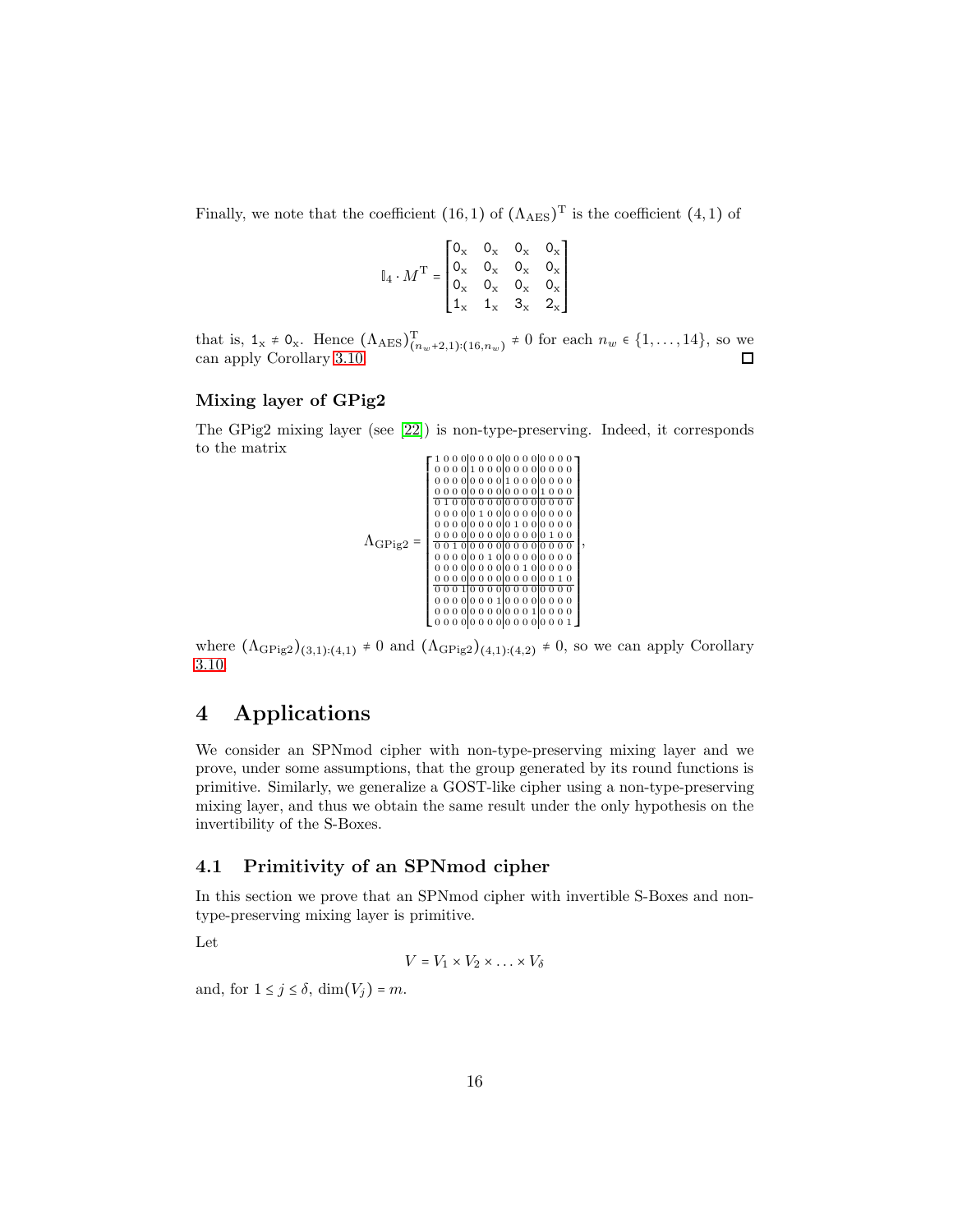Finally, we note that the coefficient $(16,1)$ of $(\Lambda_{\text{AES}})^{\text{T}}$ is the coefficient $(4,1)$ of

$$\mathbb{I}_4 \cdot M^{\text{T}} = \begin{bmatrix} \mathtt{0}_\text{x} & \mathtt{0}_\text{x} & \mathtt{0}_\text{x} & \mathtt{0}_\text{x} \\ \mathtt{0}_\text{x} & \mathtt{0}_\text{x} & \mathtt{0}_\text{x} & \mathtt{0}_\text{x} \\ \mathtt{0}_\text{x} & \mathtt{0}_\text{x} & \mathtt{0}_\text{x} & \mathtt{0}_\text{x} \\ \mathtt{1}_\text{x} & \mathtt{1}_\text{x} & \mathtt{3}_\text{x} & \mathtt{2}_\text{x} \end{bmatrix}$$

that is, $\mathtt{1}_\text{x} \neq \mathtt{0}_\text{x}$. Hence $(\Lambda_{\text{AES}})^{\text{T}}_{(n_w+2,1):(16,n_w)} \neq 0$ for each $n_w \in \{1,\dots,14\}$, so we can apply Corollary 3.10. □

### Mixing layer of GPig2

The GPig2 mixing layer (see [22]) is non-type-preserving. Indeed, it corresponds to the matrix

$$\Lambda_{\text{GPig2}} = \left[\begin{array}{cccc|cccc|cccc|cccc}
1&0&0&0&0&0&0&0&0&0&0&0&0&0&0&0\\
0&0&0&0&1&0&0&0&0&0&0&0&0&0&0&0\\
0&0&0&0&0&0&0&0&1&0&0&0&0&0&0&0\\
0&0&0&0&0&0&0&0&0&0&0&0&1&0&0&0\\ \hline
0&1&0&0&0&0&0&0&0&0&0&0&0&0&0&0\\
0&0&0&0&0&1&0&0&0&0&0&0&0&0&0&0\\
0&0&0&0&0&0&0&0&0&1&0&0&0&0&0&0\\
0&0&0&0&0&0&0&0&0&0&0&0&0&1&0&0\\ \hline
0&0&1&0&0&0&0&0&0&0&0&0&0&0&0&0\\
0&0&0&0&0&0&1&0&0&0&0&0&0&0&0&0\\
0&0&0&0&0&0&0&0&0&0&1&0&0&0&0&0\\
0&0&0&0&0&0&0&0&0&0&0&0&0&0&1&0\\ \hline
0&0&0&1&0&0&0&0&0&0&0&0&0&0&0&0\\
0&0&0&0&0&0&0&1&0&0&0&0&0&0&0&0\\
0&0&0&0&0&0&0&0&0&0&0&1&0&0&0&0\\
0&0&0&0&0&0&0&0&0&0&0&0&0&0&0&1
\end{array}\right],$$

where $(\Lambda_{\text{GPig2}})_{(3,1):(4,1)} \neq 0$ and $(\Lambda_{\text{GPig2}})_{(4,1):(4,2)} \neq 0$, so we can apply Corollary 3.10.

# 4 Applications

We consider an SPNmod cipher with non-type-preserving mixing layer and we prove, under some assumptions, that the group generated by its round functions is primitive. Similarly, we generalize a GOST-like cipher using a non-type-preserving mixing layer, and thus we obtain the same result under the only hypothesis on the invertibility of the S-Boxes.

## 4.1 Primitivity of an SPNmod cipher

In this section we prove that an SPNmod cipher with invertible S-Boxes and non-type-preserving mixing layer is primitive.

Let

$$V = V_1 \times V_2 \times \dots \times V_\delta$$

and, for $1 \leq j \leq \delta$, $\dim(V_j) = m$.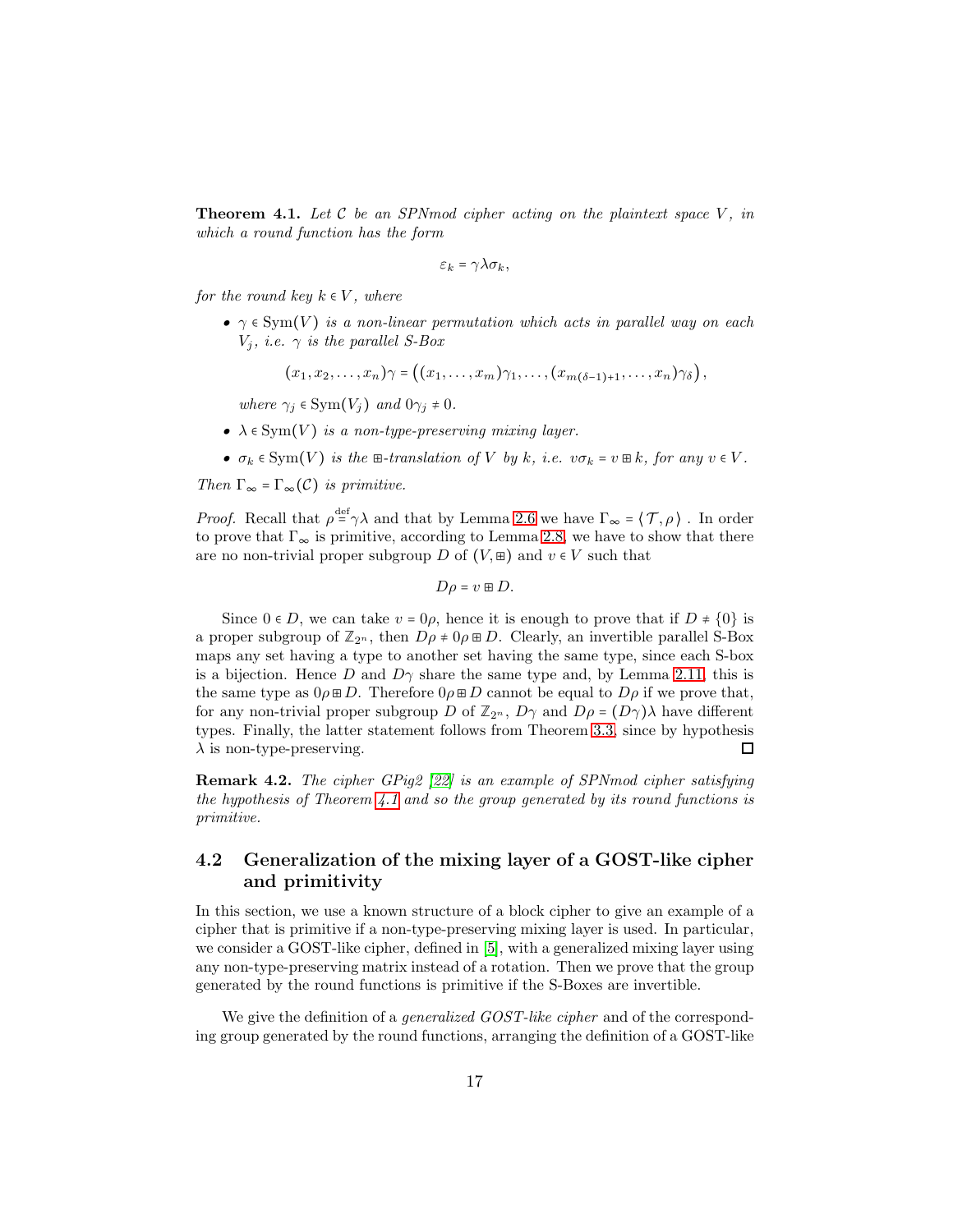**Theorem 4.1.** *Let $\mathcal{C}$ be an SPNmod cipher acting on the plaintext space $V$, in which a round function has the form*

$$\varepsilon_k = \gamma\lambda\sigma_k,$$

*for the round key $k \in V$, where*

- *$\gamma \in \mathrm{Sym}(V)$ is a non-linear permutation which acts in parallel way on each $V_j$, i.e. $\gamma$ is the parallel S-Box*

$$(x_1, x_2, \dots, x_n)\gamma = \left((x_1, \dots, x_m)\gamma_1, \dots, (x_{m(\delta-1)+1}, \dots, x_n)\gamma_\delta\right),$$

  *where $\gamma_j \in \mathrm{Sym}(V_j)$ and $0\gamma_j \neq 0$.*
- *$\lambda \in \mathrm{Sym}(V)$ is a non-type-preserving mixing layer.*
- *$\sigma_k \in \mathrm{Sym}(V)$ is the $\boxplus$-translation of $V$ by $k$, i.e. $v\sigma_k = v \boxplus k$, for any $v \in V$.*

*Then $\Gamma_\infty = \Gamma_\infty(\mathcal{C})$ is primitive.*

*Proof.* Recall that $\rho \overset{\text{def}}{=} \gamma\lambda$ and that by Lemma 2.6 we have $\Gamma_\infty = \langle \mathcal{T}, \rho \rangle$ . In order to prove that $\Gamma_\infty$ is primitive, according to Lemma 2.8, we have to show that there are no non-trivial proper subgroup $D$ of $(V, \boxplus)$ and $v \in V$ such that

$$D\rho = v \boxplus D.$$

Since $0 \in D$, we can take $v = 0\rho$, hence it is enough to prove that if $D \neq \{0\}$ is a proper subgroup of $\mathbb{Z}_{2^n}$, then $D\rho \neq 0\rho \boxplus D$. Clearly, an invertible parallel S-Box maps any set having a type to another set having the same type, since each S-box is a bijection. Hence $D$ and $D\gamma$ share the same type and, by Lemma 2.11, this is the same type as $0\rho \boxplus D$. Therefore $0\rho \boxplus D$ cannot be equal to $D\rho$ if we prove that, for any non-trivial proper subgroup $D$ of $\mathbb{Z}_{2^n}$, $D\gamma$ and $D\rho = (D\gamma)\lambda$ have different types. Finally, the latter statement follows from Theorem 3.3, since by hypothesis $\lambda$ is non-type-preserving. ☐

**Remark 4.2.** *The cipher GPig2 [22] is an example of SPNmod cipher satisfying the hypothesis of Theorem 4.1 and so the group generated by its round functions is primitive.*

## 4.2 Generalization of the mixing layer of a GOST-like cipher and primitivity

In this section, we use a known structure of a block cipher to give an example of a cipher that is primitive if a non-type-preserving mixing layer is used. In particular, we consider a GOST-like cipher, defined in [5], with a generalized mixing layer using any non-type-preserving matrix instead of a rotation. Then we prove that the group generated by the round functions is primitive if the S-Boxes are invertible.

We give the definition of a *generalized GOST-like cipher* and of the corresponding group generated by the round functions, arranging the definition of a GOST-like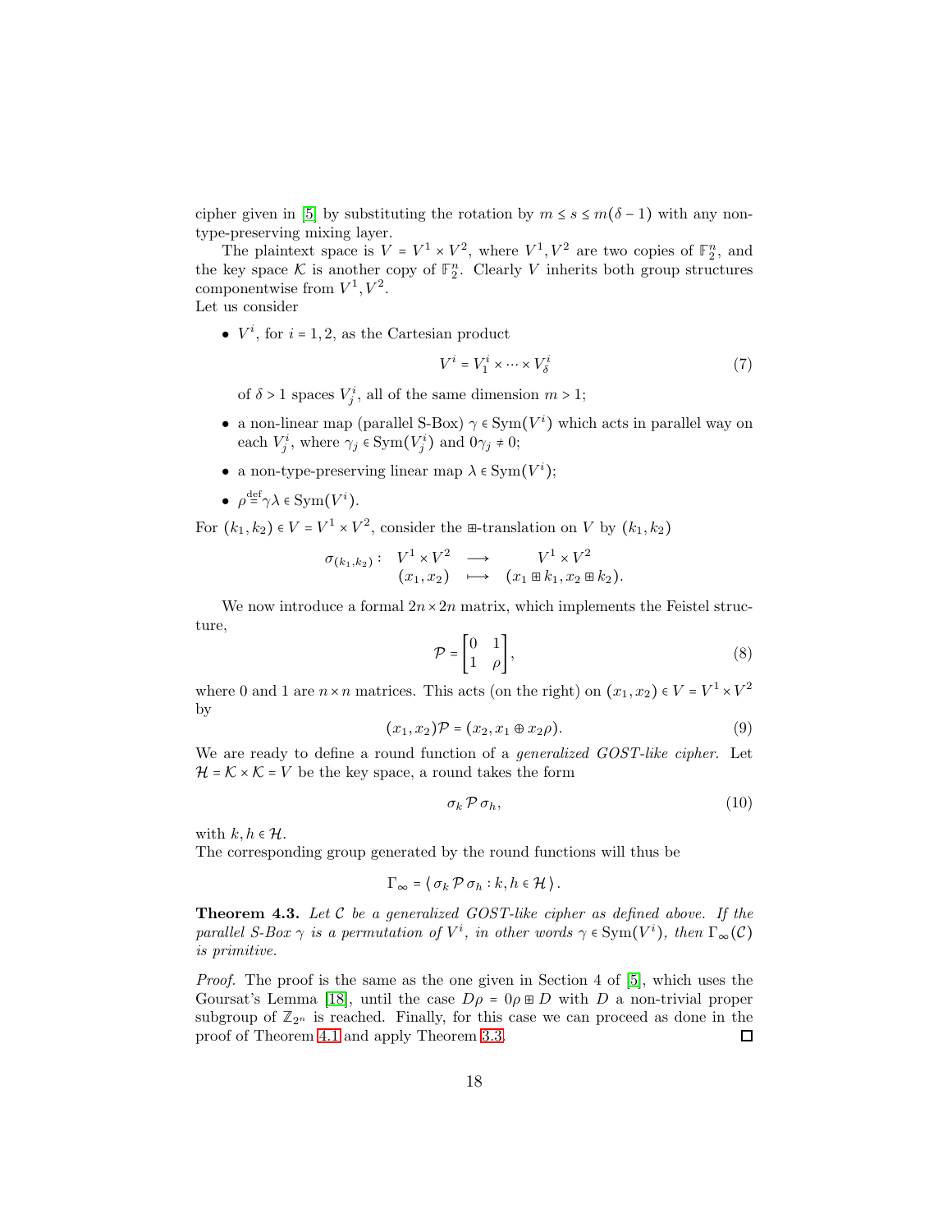cipher given in [5] by substituting the rotation by $m \le s \le m(\delta - 1)$ with any non-type-preserving mixing layer.

The plaintext space is $V = V^1 \times V^2$, where $V^1, V^2$ are two copies of $\mathbb{F}_2^n$, and the key space $\mathcal{K}$ is another copy of $\mathbb{F}_2^n$. Clearly $V$ inherits both group structures componentwise from $V^1, V^2$.
Let us consider

- $V^i$, for $i = 1, 2$, as the Cartesian product

$$V^i = V_1^i \times \cdots \times V_\delta^i \tag{7}$$

  of $\delta > 1$ spaces $V_j^i$, all of the same dimension $m > 1$;
- a non-linear map (parallel S-Box) $\gamma \in \mathrm{Sym}(V^i)$ which acts in parallel way on each $V_j^i$, where $\gamma_j \in \mathrm{Sym}(V_j^i)$ and $0\gamma_j \ne 0$;
- a non-type-preserving linear map $\lambda \in \mathrm{Sym}(V^i)$;
- $\rho \overset{\text{def}}{=} \gamma\lambda \in \mathrm{Sym}(V^i)$.

For $(k_1, k_2) \in V = V^1 \times V^2$, consider the $\boxplus$-translation on $V$ by $(k_1, k_2)$

$$\begin{array}{rccc} \sigma_{(k_1,k_2)}: & V^1 \times V^2 & \longrightarrow & V^1 \times V^2 \\ & (x_1, x_2) & \longmapsto & (x_1 \boxplus k_1, x_2 \boxplus k_2). \end{array}$$

We now introduce a formal $2n \times 2n$ matrix, which implements the Feistel structure,

$$\mathcal{P} = \begin{bmatrix} 0 & 1 \\ 1 & \rho \end{bmatrix}, \tag{8}$$

where 0 and 1 are $n \times n$ matrices. This acts (on the right) on $(x_1, x_2) \in V = V^1 \times V^2$ by

$$(x_1, x_2)\mathcal{P} = (x_2, x_1 \oplus x_2\rho). \tag{9}$$

We are ready to define a round function of a *generalized GOST-like cipher*. Let $\mathcal{H} = \mathcal{K} \times \mathcal{K} = V$ be the key space, a round takes the form

$$\sigma_k \, \mathcal{P} \, \sigma_h, \tag{10}$$

with $k, h \in \mathcal{H}$.
The corresponding group generated by the round functions will thus be

$$\Gamma_\infty = \langle \, \sigma_k \, \mathcal{P} \, \sigma_h : k, h \in \mathcal{H} \, \rangle \, .$$

**Theorem 4.3.** *Let $\mathcal{C}$ be a generalized GOST-like cipher as defined above. If the parallel S-Box $\gamma$ is a permutation of $V^i$, in other words $\gamma \in \mathrm{Sym}(V^i)$, then $\Gamma_\infty(\mathcal{C})$ is primitive.*

*Proof.* The proof is the same as the one given in Section 4 of [5], which uses the Goursat's Lemma [18], until the case $D\rho = 0\rho \boxplus D$ with $D$ a non-trivial proper subgroup of $\mathbb{Z}_{2^n}$ is reached. Finally, for this case we can proceed as done in the proof of Theorem 4.1 and apply Theorem 3.3. □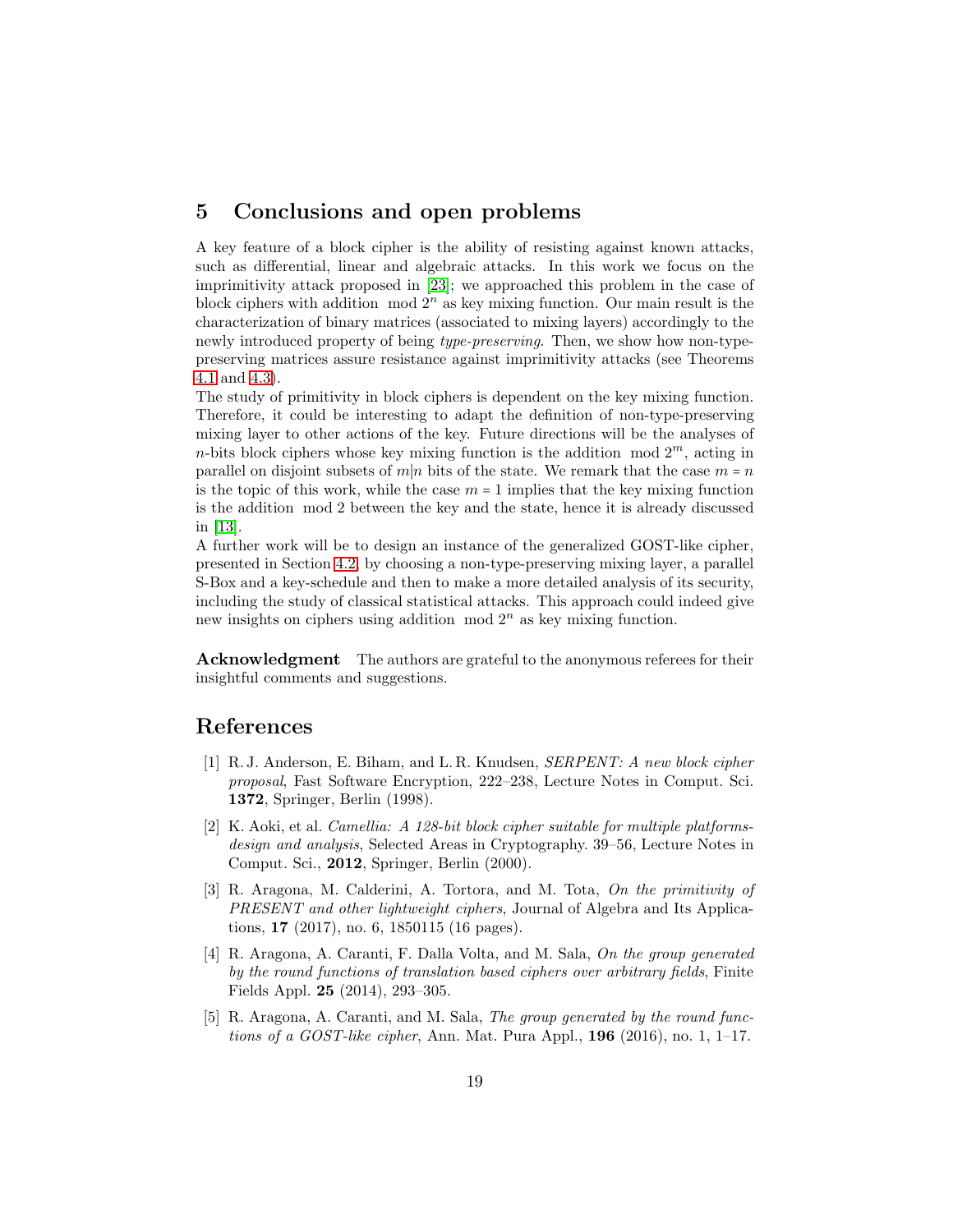## 5 Conclusions and open problems

A key feature of a block cipher is the ability of resisting against known attacks, such as differential, linear and algebraic attacks. In this work we focus on the imprimitivity attack proposed in [23]; we approached this problem in the case of block ciphers with addition $\bmod 2^n$ as key mixing function. Our main result is the characterization of binary matrices (associated to mixing layers) accordingly to the newly introduced property of being *type-preserving*. Then, we show how non-type-preserving matrices assure resistance against imprimitivity attacks (see Theorems 4.1 and 4.3).

The study of primitivity in block ciphers is dependent on the key mixing function. Therefore, it could be interesting to adapt the definition of non-type-preserving mixing layer to other actions of the key. Future directions will be the analyses of $n$-bits block ciphers whose key mixing function is the addition $\bmod 2^m$, acting in parallel on disjoint subsets of $m|n$ bits of the state. We remark that the case $m = n$ is the topic of this work, while the case $m = 1$ implies that the key mixing function is the addition $\bmod 2$ between the key and the state, hence it is already discussed in [13].

A further work will be to design an instance of the generalized GOST-like cipher, presented in Section 4.2, by choosing a non-type-preserving mixing layer, a parallel S-Box and a key-schedule and then to make a more detailed analysis of its security, including the study of classical statistical attacks. This approach could indeed give new insights on ciphers using addition $\bmod 2^n$ as key mixing function.

**Acknowledgment** The authors are grateful to the anonymous referees for their insightful comments and suggestions.

## References

[1] R. J. Anderson, E. Biham, and L. R. Knudsen, *SERPENT: A new block cipher proposal*, Fast Software Encryption, 222–238, Lecture Notes in Comput. Sci. **1372**, Springer, Berlin (1998).

[2] K. Aoki, et al. *Camellia: A 128-bit block cipher suitable for multiple platforms-design and analysis*, Selected Areas in Cryptography. 39–56, Lecture Notes in Comput. Sci., **2012**, Springer, Berlin (2000).

[3] R. Aragona, M. Calderini, A. Tortora, and M. Tota, *On the primitivity of PRESENT and other lightweight ciphers*, Journal of Algebra and Its Applications, **17** (2017), no. 6, 1850115 (16 pages).

[4] R. Aragona, A. Caranti, F. Dalla Volta, and M. Sala, *On the group generated by the round functions of translation based ciphers over arbitrary fields*, Finite Fields Appl. **25** (2014), 293–305.

[5] R. Aragona, A. Caranti, and M. Sala, *The group generated by the round functions of a GOST-like cipher*, Ann. Mat. Pura Appl., **196** (2016), no. 1, 1–17.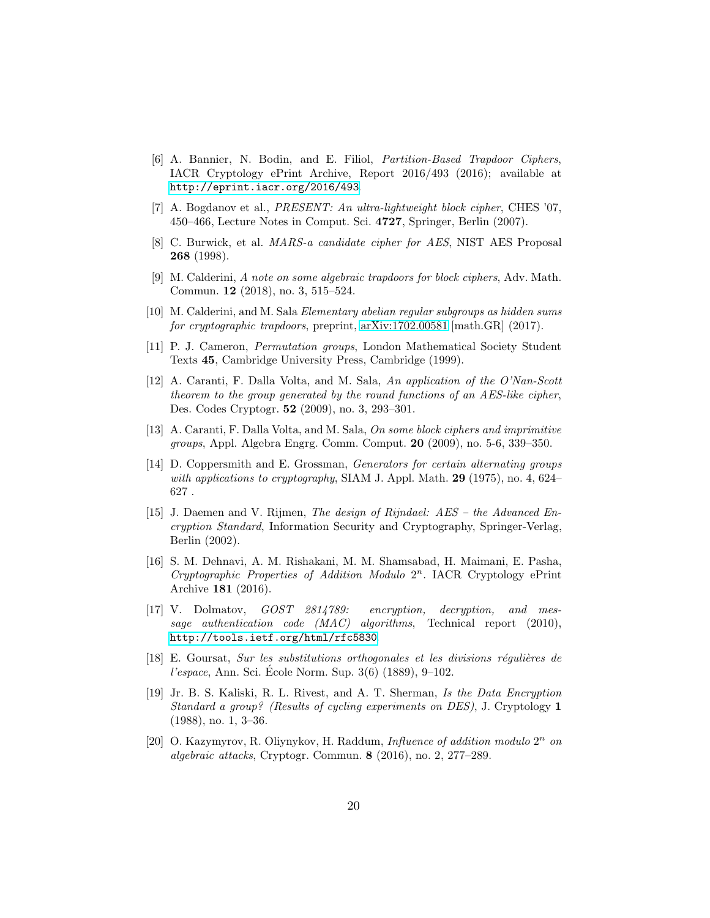[6] A. Bannier, N. Bodin, and E. Filiol, *Partition-Based Trapdoor Ciphers*, IACR Cryptology ePrint Archive, Report 2016/493 (2016); available at http://eprint.iacr.org/2016/493.

[7] A. Bogdanov et al., *PRESENT: An ultra-lightweight block cipher*, CHES '07, 450–466, Lecture Notes in Comput. Sci. **4727**, Springer, Berlin (2007).

[8] C. Burwick, et al. *MARS-a candidate cipher for AES*, NIST AES Proposal **268** (1998).

[9] M. Calderini, *A note on some algebraic trapdoors for block ciphers*, Adv. Math. Commun. **12** (2018), no. 3, 515–524.

[10] M. Calderini, and M. Sala *Elementary abelian regular subgroups as hidden sums for cryptographic trapdoors*, preprint, arXiv:1702.00581 [math.GR] (2017).

[11] P. J. Cameron, *Permutation groups*, London Mathematical Society Student Texts **45**, Cambridge University Press, Cambridge (1999).

[12] A. Caranti, F. Dalla Volta, and M. Sala, *An application of the O'Nan-Scott theorem to the group generated by the round functions of an AES-like cipher*, Des. Codes Cryptogr. **52** (2009), no. 3, 293–301.

[13] A. Caranti, F. Dalla Volta, and M. Sala, *On some block ciphers and imprimitive groups*, Appl. Algebra Engrg. Comm. Comput. **20** (2009), no. 5-6, 339–350.

[14] D. Coppersmith and E. Grossman, *Generators for certain alternating groups with applications to cryptography*, SIAM J. Appl. Math. **29** (1975), no. 4, 624–627 .

[15] J. Daemen and V. Rijmen, *The design of Rijndael: AES – the Advanced Encryption Standard*, Information Security and Cryptography, Springer-Verlag, Berlin (2002).

[16] S. M. Dehnavi, A. M. Rishakani, M. M. Shamsabad, H. Maimani, E. Pasha, *Cryptographic Properties of Addition Modulo $2^n$*. IACR Cryptology ePrint Archive **181** (2016).

[17] V. Dolmatov, *GOST 2814789: encryption, decryption, and message authentication code (MAC) algorithms*, Technical report (2010), http://tools.ietf.org/html/rfc5830.

[18] E. Goursat, *Sur les substitutions orthogonales et les divisions régulières de l'espace*, Ann. Sci. École Norm. Sup. 3(6) (1889), 9–102.

[19] Jr. B. S. Kaliski, R. L. Rivest, and A. T. Sherman, *Is the Data Encryption Standard a group? (Results of cycling experiments on DES)*, J. Cryptology **1** (1988), no. 1, 3–36.

[20] O. Kazymyrov, R. Oliynykov, H. Raddum, *Influence of addition modulo $2^n$ on algebraic attacks*, Cryptogr. Commun. **8** (2016), no. 2, 277–289.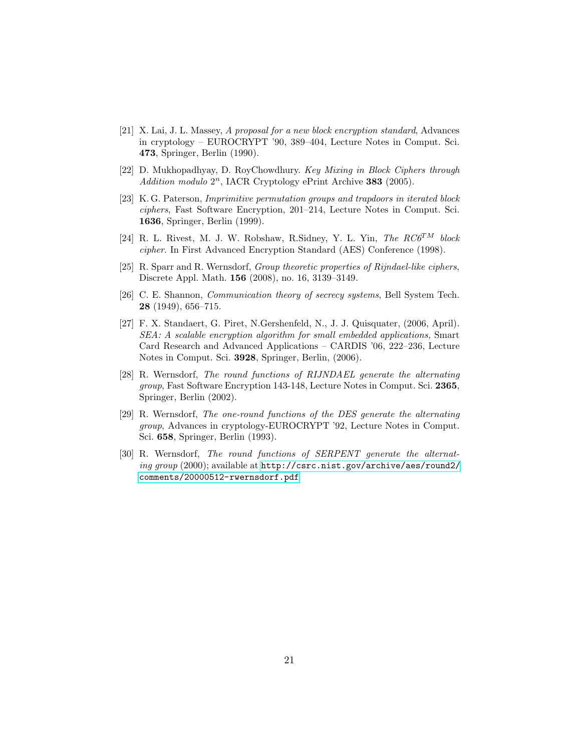[21] X. Lai, J. L. Massey, *A proposal for a new block encryption standard*, Advances in cryptology – EUROCRYPT '90, 389–404, Lecture Notes in Comput. Sci. **473**, Springer, Berlin (1990).

[22] D. Mukhopadhyay, D. RoyChowdhury. *Key Mixing in Block Ciphers through Addition modulo* $2^n$, IACR Cryptology ePrint Archive **383** (2005).

[23] K. G. Paterson, *Imprimitive permutation groups and trapdoors in iterated block ciphers*, Fast Software Encryption, 201–214, Lecture Notes in Comput. Sci. **1636**, Springer, Berlin (1999).

[24] R. L. Rivest, M. J. W. Robshaw, R.Sidney, Y. L. Yin, *The RC6$^{TM}$ block cipher*. In First Advanced Encryption Standard (AES) Conference (1998).

[25] R. Sparr and R. Wernsdorf, *Group theoretic properties of Rijndael-like ciphers*, Discrete Appl. Math. **156** (2008), no. 16, 3139–3149.

[26] C. E. Shannon, *Communication theory of secrecy systems*, Bell System Tech. **28** (1949), 656–715.

[27] F. X. Standaert, G. Piret, N.Gershenfeld, N., J. J. Quisquater, (2006, April). *SEA: A scalable encryption algorithm for small embedded applications,* Smart Card Research and Advanced Applications – CARDIS '06, 222–236, Lecture Notes in Comput. Sci. **3928**, Springer, Berlin, (2006).

[28] R. Wernsdorf, *The round functions of RIJNDAEL generate the alternating group*, Fast Software Encryption 143-148, Lecture Notes in Comput. Sci. **2365**, Springer, Berlin (2002).

[29] R. Wernsdorf, *The one-round functions of the DES generate the alternating group*, Advances in cryptology-EUROCRYPT '92, Lecture Notes in Comput. Sci. **658**, Springer, Berlin (1993).

[30] R. Wernsdorf, *The round functions of SERPENT generate the alternating group* (2000); available at http://csrc.nist.gov/archive/aes/round2/comments/20000512-rwernsdorf.pdf